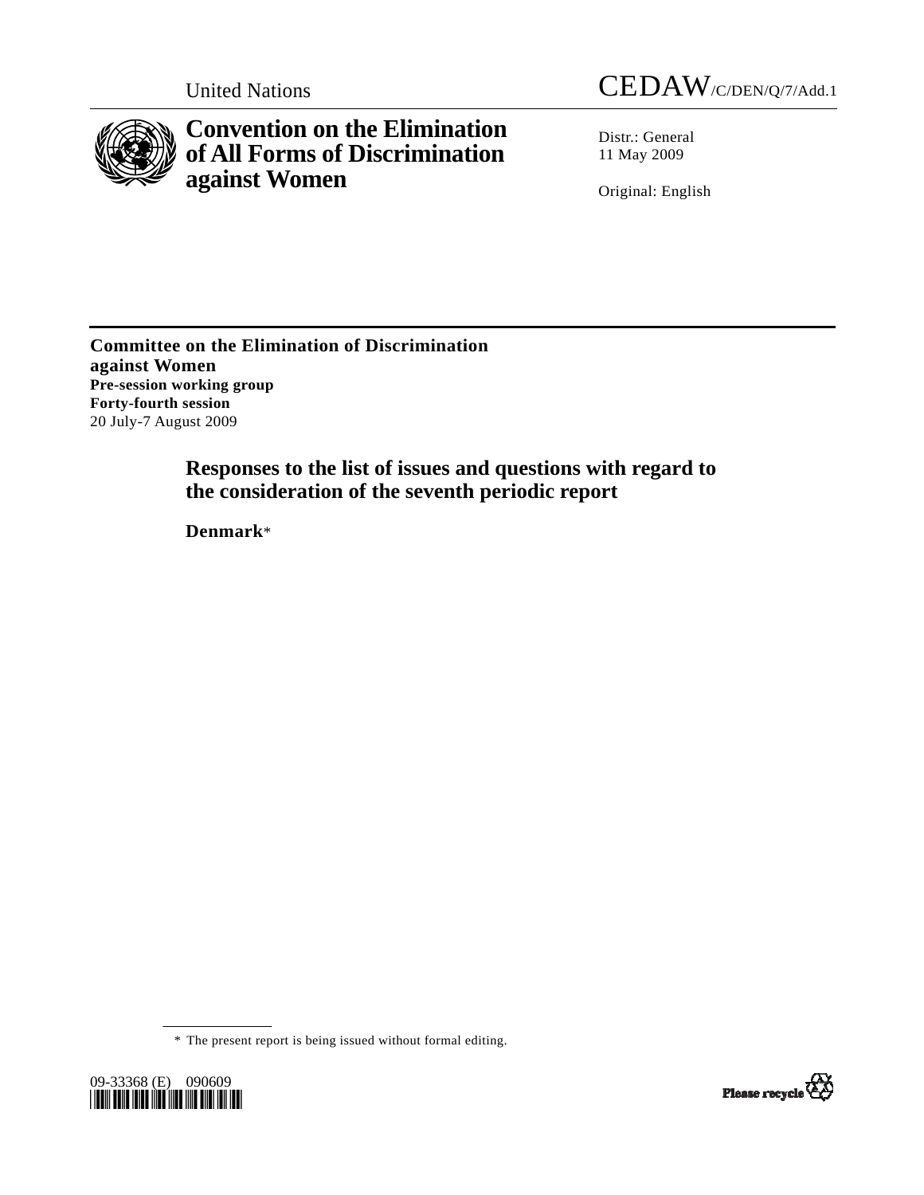United Nations CEDAW/C/DEN/Q/7/Add.1

# Convention on the Elimination of All Forms of Discrimination against Women

Distr.: General
11 May 2009

Original: English

**Committee on the Elimination of Discrimination against Women**
**Pre-session working group**
**Forty-fourth session**
20 July-7 August 2009

## Responses to the list of issues and questions with regard to the consideration of the seventh periodic report

**Denmark***

* The present report is being issued without formal editing.

09-33368 (E) 090609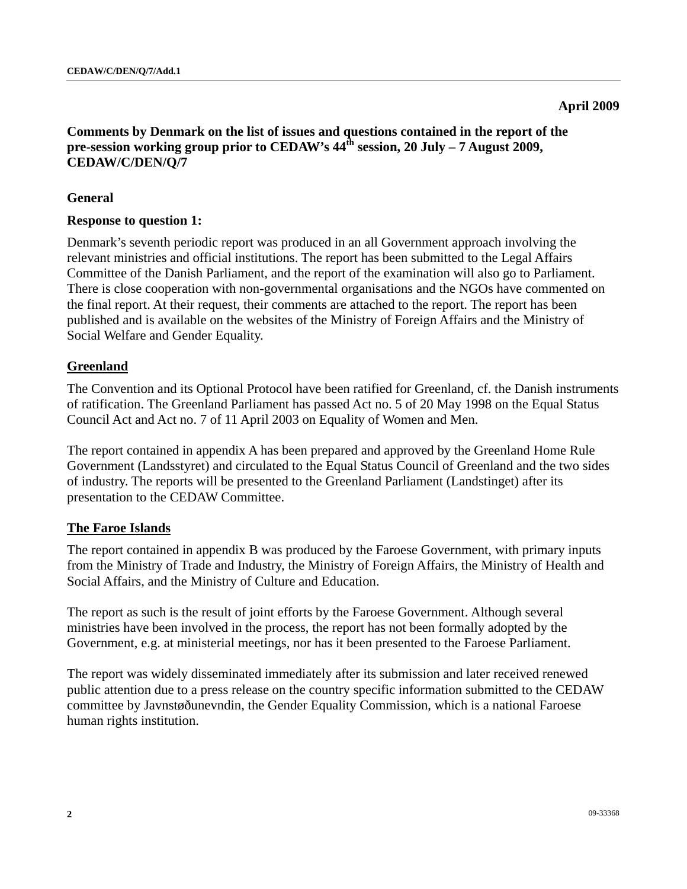April 2009

**Comments by Denmark on the list of issues and questions contained in the report of the pre-session working group prior to CEDAW's 44th session, 20 July – 7 August 2009, CEDAW/C/DEN/Q/7**

## General

### Response to question 1:

Denmark's seventh periodic report was produced in an all Government approach involving the relevant ministries and official institutions. The report has been submitted to the Legal Affairs Committee of the Danish Parliament, and the report of the examination will also go to Parliament. There is close cooperation with non-governmental organisations and the NGOs have commented on the final report. At their request, their comments are attached to the report. The report has been published and is available on the websites of the Ministry of Foreign Affairs and the Ministry of Social Welfare and Gender Equality.

### Greenland

The Convention and its Optional Protocol have been ratified for Greenland, cf. the Danish instruments of ratification. The Greenland Parliament has passed Act no. 5 of 20 May 1998 on the Equal Status Council Act and Act no. 7 of 11 April 2003 on Equality of Women and Men.

The report contained in appendix A has been prepared and approved by the Greenland Home Rule Government (Landsstyret) and circulated to the Equal Status Council of Greenland and the two sides of industry. The reports will be presented to the Greenland Parliament (Landstinget) after its presentation to the CEDAW Committee.

### The Faroe Islands

The report contained in appendix B was produced by the Faroese Government, with primary inputs from the Ministry of Trade and Industry, the Ministry of Foreign Affairs, the Ministry of Health and Social Affairs, and the Ministry of Culture and Education.

The report as such is the result of joint efforts by the Faroese Government. Although several ministries have been involved in the process, the report has not been formally adopted by the Government, e.g. at ministerial meetings, nor has it been presented to the Faroese Parliament.

The report was widely disseminated immediately after its submission and later received renewed public attention due to a press release on the country specific information submitted to the CEDAW committee by Javnstøðunevndin, the Gender Equality Commission, which is a national Faroese human rights institution.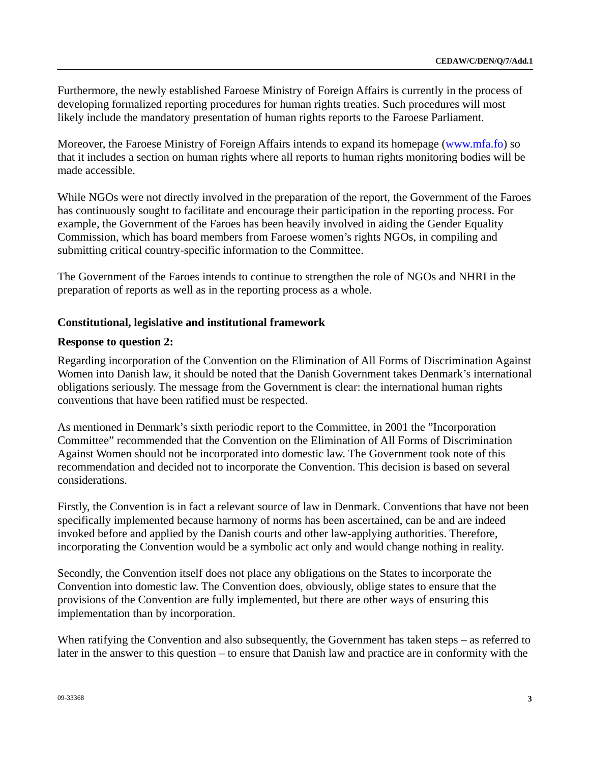Furthermore, the newly established Faroese Ministry of Foreign Affairs is currently in the process of developing formalized reporting procedures for human rights treaties. Such procedures will most likely include the mandatory presentation of human rights reports to the Faroese Parliament.

Moreover, the Faroese Ministry of Foreign Affairs intends to expand its homepage (www.mfa.fo) so that it includes a section on human rights where all reports to human rights monitoring bodies will be made accessible.

While NGOs were not directly involved in the preparation of the report, the Government of the Faroes has continuously sought to facilitate and encourage their participation in the reporting process. For example, the Government of the Faroes has been heavily involved in aiding the Gender Equality Commission, which has board members from Faroese women's rights NGOs, in compiling and submitting critical country-specific information to the Committee.

The Government of the Faroes intends to continue to strengthen the role of NGOs and NHRI in the preparation of reports as well as in the reporting process as a whole.

### Constitutional, legislative and institutional framework

**Response to question 2:**

Regarding incorporation of the Convention on the Elimination of All Forms of Discrimination Against Women into Danish law, it should be noted that the Danish Government takes Denmark's international obligations seriously. The message from the Government is clear: the international human rights conventions that have been ratified must be respected.

As mentioned in Denmark's sixth periodic report to the Committee, in 2001 the "Incorporation Committee" recommended that the Convention on the Elimination of All Forms of Discrimination Against Women should not be incorporated into domestic law. The Government took note of this recommendation and decided not to incorporate the Convention. This decision is based on several considerations.

Firstly, the Convention is in fact a relevant source of law in Denmark. Conventions that have not been specifically implemented because harmony of norms has been ascertained, can be and are indeed invoked before and applied by the Danish courts and other law-applying authorities. Therefore, incorporating the Convention would be a symbolic act only and would change nothing in reality.

Secondly, the Convention itself does not place any obligations on the States to incorporate the Convention into domestic law. The Convention does, obviously, oblige states to ensure that the provisions of the Convention are fully implemented, but there are other ways of ensuring this implementation than by incorporation.

When ratifying the Convention and also subsequently, the Government has taken steps – as referred to later in the answer to this question – to ensure that Danish law and practice are in conformity with the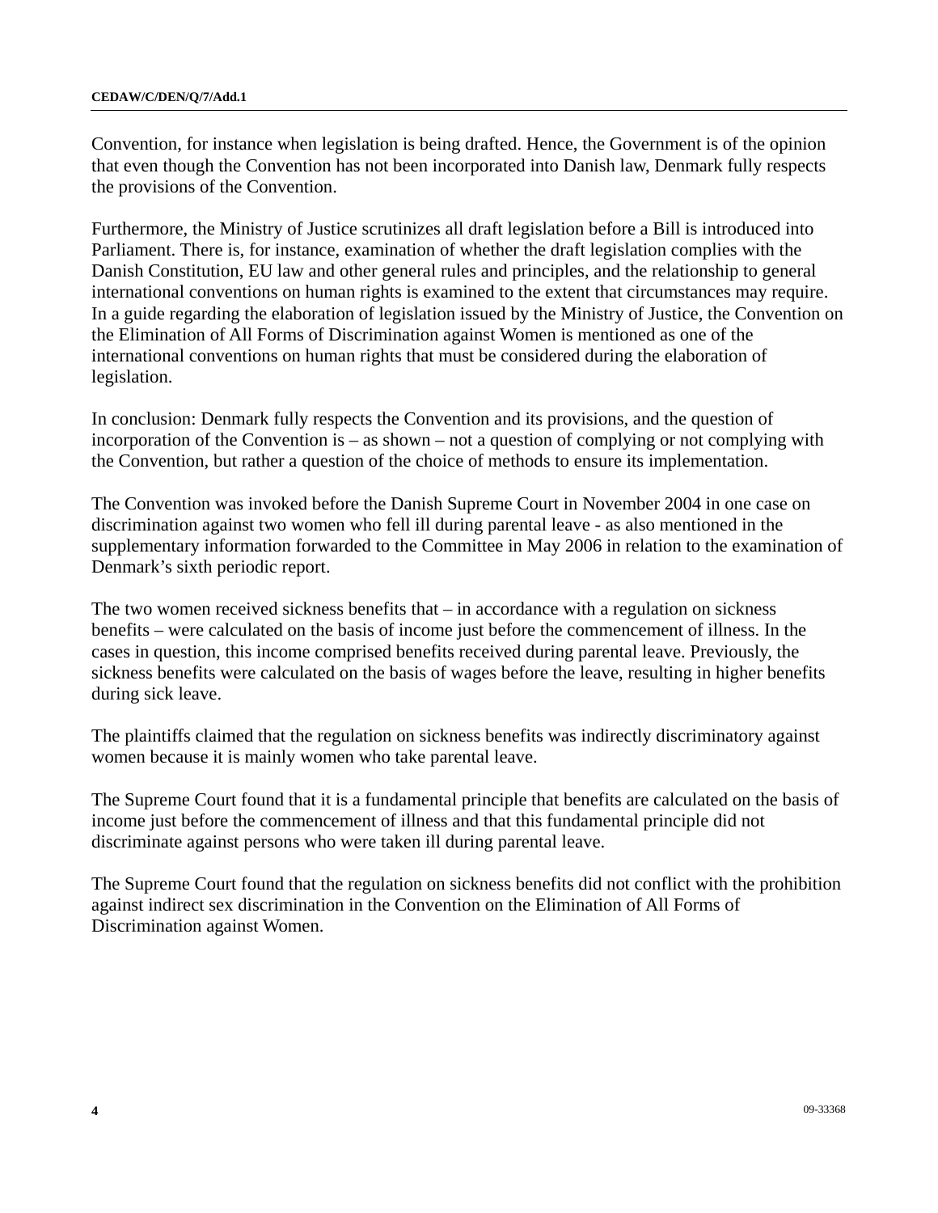Convention, for instance when legislation is being drafted. Hence, the Government is of the opinion that even though the Convention has not been incorporated into Danish law, Denmark fully respects the provisions of the Convention.

Furthermore, the Ministry of Justice scrutinizes all draft legislation before a Bill is introduced into Parliament. There is, for instance, examination of whether the draft legislation complies with the Danish Constitution, EU law and other general rules and principles, and the relationship to general international conventions on human rights is examined to the extent that circumstances may require. In a guide regarding the elaboration of legislation issued by the Ministry of Justice, the Convention on the Elimination of All Forms of Discrimination against Women is mentioned as one of the international conventions on human rights that must be considered during the elaboration of legislation.

In conclusion: Denmark fully respects the Convention and its provisions, and the question of incorporation of the Convention is – as shown – not a question of complying or not complying with the Convention, but rather a question of the choice of methods to ensure its implementation.

The Convention was invoked before the Danish Supreme Court in November 2004 in one case on discrimination against two women who fell ill during parental leave - as also mentioned in the supplementary information forwarded to the Committee in May 2006 in relation to the examination of Denmark's sixth periodic report.

The two women received sickness benefits that – in accordance with a regulation on sickness benefits – were calculated on the basis of income just before the commencement of illness. In the cases in question, this income comprised benefits received during parental leave. Previously, the sickness benefits were calculated on the basis of wages before the leave, resulting in higher benefits during sick leave.

The plaintiffs claimed that the regulation on sickness benefits was indirectly discriminatory against women because it is mainly women who take parental leave.

The Supreme Court found that it is a fundamental principle that benefits are calculated on the basis of income just before the commencement of illness and that this fundamental principle did not discriminate against persons who were taken ill during parental leave.

The Supreme Court found that the regulation on sickness benefits did not conflict with the prohibition against indirect sex discrimination in the Convention on the Elimination of All Forms of Discrimination against Women.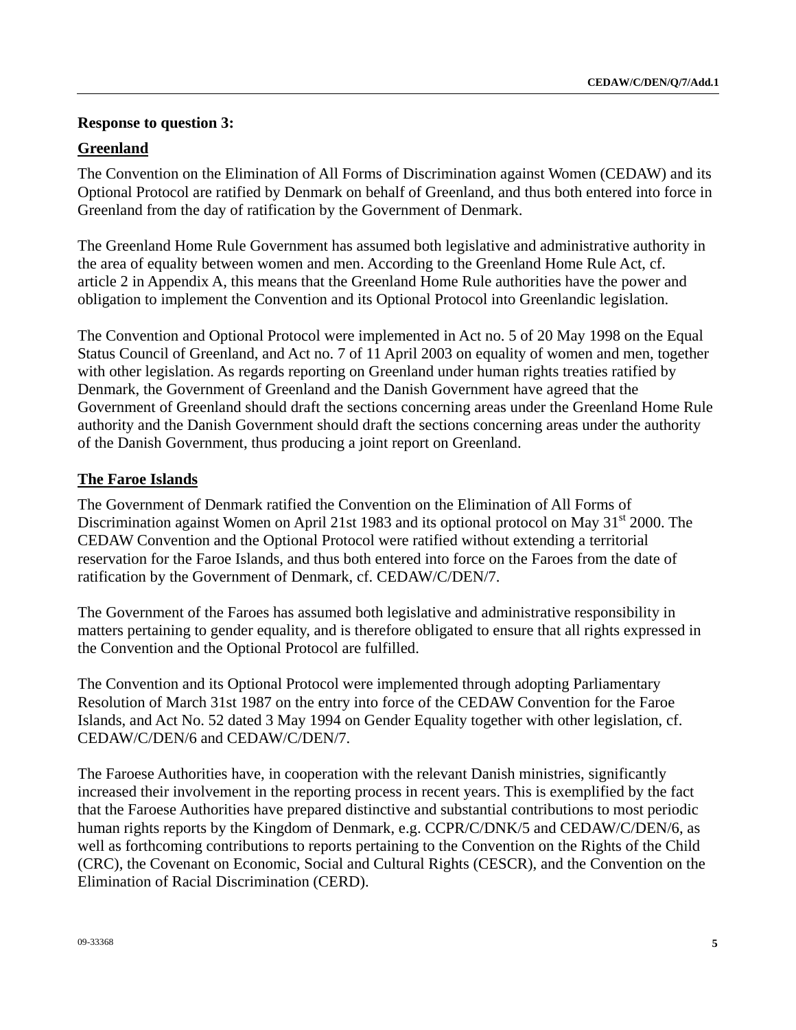**Response to question 3:**

**Greenland**

The Convention on the Elimination of All Forms of Discrimination against Women (CEDAW) and its Optional Protocol are ratified by Denmark on behalf of Greenland, and thus both entered into force in Greenland from the day of ratification by the Government of Denmark.

The Greenland Home Rule Government has assumed both legislative and administrative authority in the area of equality between women and men. According to the Greenland Home Rule Act, cf. article 2 in Appendix A, this means that the Greenland Home Rule authorities have the power and obligation to implement the Convention and its Optional Protocol into Greenlandic legislation.

The Convention and Optional Protocol were implemented in Act no. 5 of 20 May 1998 on the Equal Status Council of Greenland, and Act no. 7 of 11 April 2003 on equality of women and men, together with other legislation. As regards reporting on Greenland under human rights treaties ratified by Denmark, the Government of Greenland and the Danish Government have agreed that the Government of Greenland should draft the sections concerning areas under the Greenland Home Rule authority and the Danish Government should draft the sections concerning areas under the authority of the Danish Government, thus producing a joint report on Greenland.

**The Faroe Islands**

The Government of Denmark ratified the Convention on the Elimination of All Forms of Discrimination against Women on April 21st 1983 and its optional protocol on May 31st 2000. The CEDAW Convention and the Optional Protocol were ratified without extending a territorial reservation for the Faroe Islands, and thus both entered into force on the Faroes from the date of ratification by the Government of Denmark, cf. CEDAW/C/DEN/7.

The Government of the Faroes has assumed both legislative and administrative responsibility in matters pertaining to gender equality, and is therefore obligated to ensure that all rights expressed in the Convention and the Optional Protocol are fulfilled.

The Convention and its Optional Protocol were implemented through adopting Parliamentary Resolution of March 31st 1987 on the entry into force of the CEDAW Convention for the Faroe Islands, and Act No. 52 dated 3 May 1994 on Gender Equality together with other legislation, cf. CEDAW/C/DEN/6 and CEDAW/C/DEN/7.

The Faroese Authorities have, in cooperation with the relevant Danish ministries, significantly increased their involvement in the reporting process in recent years. This is exemplified by the fact that the Faroese Authorities have prepared distinctive and substantial contributions to most periodic human rights reports by the Kingdom of Denmark, e.g. CCPR/C/DNK/5 and CEDAW/C/DEN/6, as well as forthcoming contributions to reports pertaining to the Convention on the Rights of the Child (CRC), the Covenant on Economic, Social and Cultural Rights (CESCR), and the Convention on the Elimination of Racial Discrimination (CERD).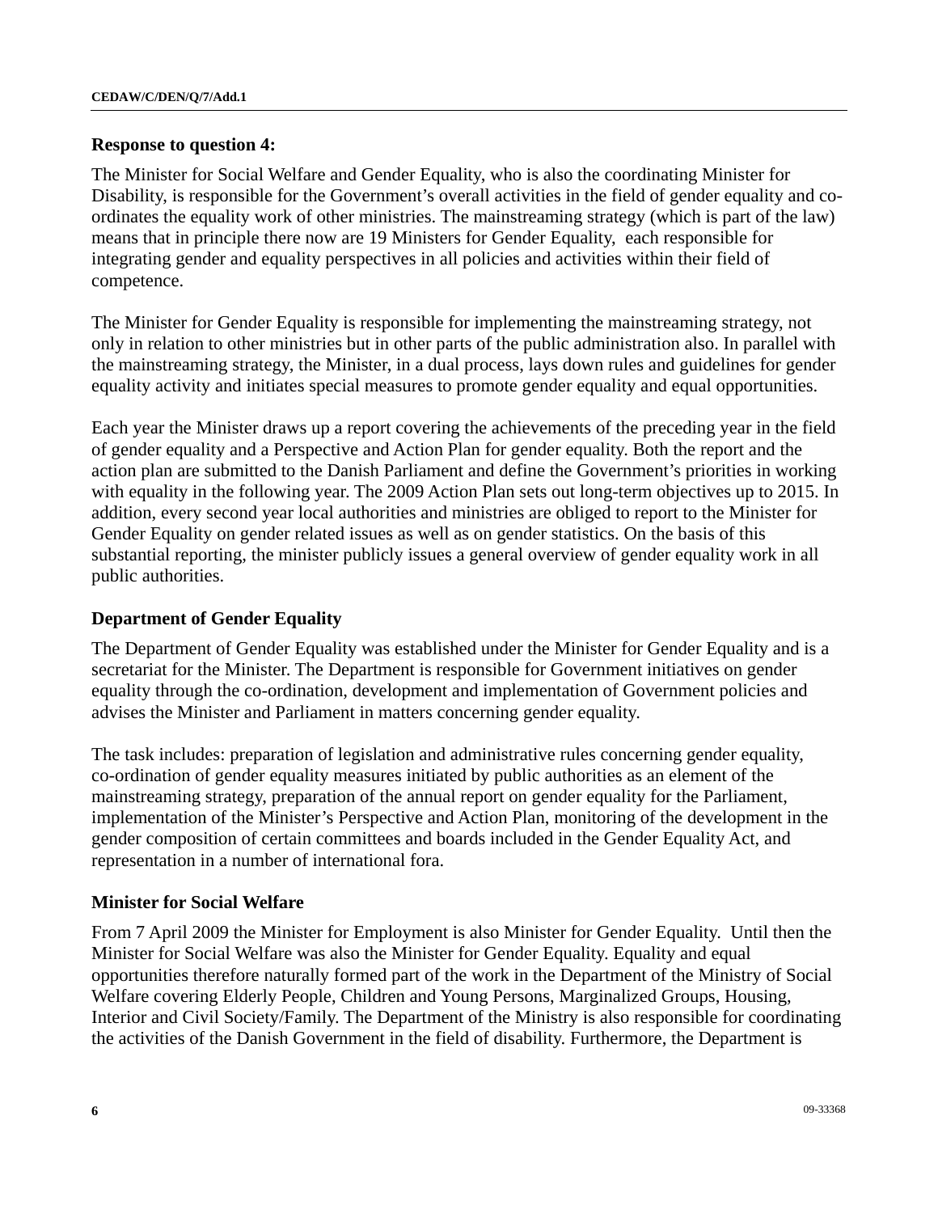**Response to question 4:**

The Minister for Social Welfare and Gender Equality, who is also the coordinating Minister for Disability, is responsible for the Government's overall activities in the field of gender equality and co-ordinates the equality work of other ministries. The mainstreaming strategy (which is part of the law) means that in principle there now are 19 Ministers for Gender Equality, each responsible for integrating gender and equality perspectives in all policies and activities within their field of competence.

The Minister for Gender Equality is responsible for implementing the mainstreaming strategy, not only in relation to other ministries but in other parts of the public administration also. In parallel with the mainstreaming strategy, the Minister, in a dual process, lays down rules and guidelines for gender equality activity and initiates special measures to promote gender equality and equal opportunities.

Each year the Minister draws up a report covering the achievements of the preceding year in the field of gender equality and a Perspective and Action Plan for gender equality. Both the report and the action plan are submitted to the Danish Parliament and define the Government's priorities in working with equality in the following year. The 2009 Action Plan sets out long-term objectives up to 2015. In addition, every second year local authorities and ministries are obliged to report to the Minister for Gender Equality on gender related issues as well as on gender statistics. On the basis of this substantial reporting, the minister publicly issues a general overview of gender equality work in all public authorities.

**Department of Gender Equality**

The Department of Gender Equality was established under the Minister for Gender Equality and is a secretariat for the Minister. The Department is responsible for Government initiatives on gender equality through the co-ordination, development and implementation of Government policies and advises the Minister and Parliament in matters concerning gender equality.

The task includes: preparation of legislation and administrative rules concerning gender equality, co-ordination of gender equality measures initiated by public authorities as an element of the mainstreaming strategy, preparation of the annual report on gender equality for the Parliament, implementation of the Minister's Perspective and Action Plan, monitoring of the development in the gender composition of certain committees and boards included in the Gender Equality Act, and representation in a number of international fora.

**Minister for Social Welfare**

From 7 April 2009 the Minister for Employment is also Minister for Gender Equality. Until then the Minister for Social Welfare was also the Minister for Gender Equality. Equality and equal opportunities therefore naturally formed part of the work in the Department of the Ministry of Social Welfare covering Elderly People, Children and Young Persons, Marginalized Groups, Housing, Interior and Civil Society/Family. The Department of the Ministry is also responsible for coordinating the activities of the Danish Government in the field of disability. Furthermore, the Department is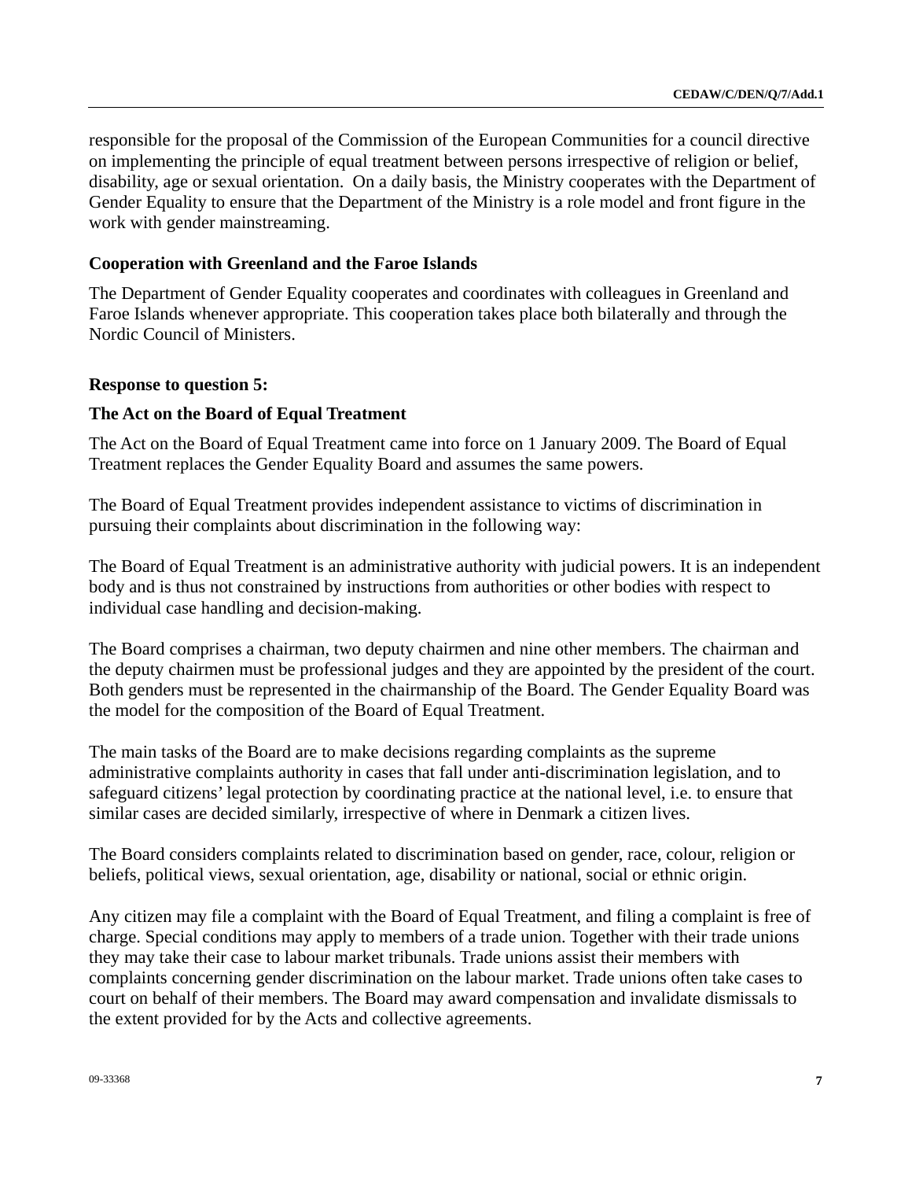responsible for the proposal of the Commission of the European Communities for a council directive on implementing the principle of equal treatment between persons irrespective of religion or belief, disability, age or sexual orientation. On a daily basis, the Ministry cooperates with the Department of Gender Equality to ensure that the Department of the Ministry is a role model and front figure in the work with gender mainstreaming.

**Cooperation with Greenland and the Faroe Islands**

The Department of Gender Equality cooperates and coordinates with colleagues in Greenland and Faroe Islands whenever appropriate. This cooperation takes place both bilaterally and through the Nordic Council of Ministers.

**Response to question 5:**

**The Act on the Board of Equal Treatment**

The Act on the Board of Equal Treatment came into force on 1 January 2009. The Board of Equal Treatment replaces the Gender Equality Board and assumes the same powers.

The Board of Equal Treatment provides independent assistance to victims of discrimination in pursuing their complaints about discrimination in the following way:

The Board of Equal Treatment is an administrative authority with judicial powers. It is an independent body and is thus not constrained by instructions from authorities or other bodies with respect to individual case handling and decision-making.

The Board comprises a chairman, two deputy chairmen and nine other members. The chairman and the deputy chairmen must be professional judges and they are appointed by the president of the court. Both genders must be represented in the chairmanship of the Board. The Gender Equality Board was the model for the composition of the Board of Equal Treatment.

The main tasks of the Board are to make decisions regarding complaints as the supreme administrative complaints authority in cases that fall under anti-discrimination legislation, and to safeguard citizens' legal protection by coordinating practice at the national level, i.e. to ensure that similar cases are decided similarly, irrespective of where in Denmark a citizen lives.

The Board considers complaints related to discrimination based on gender, race, colour, religion or beliefs, political views, sexual orientation, age, disability or national, social or ethnic origin.

Any citizen may file a complaint with the Board of Equal Treatment, and filing a complaint is free of charge. Special conditions may apply to members of a trade union. Together with their trade unions they may take their case to labour market tribunals. Trade unions assist their members with complaints concerning gender discrimination on the labour market. Trade unions often take cases to court on behalf of their members. The Board may award compensation and invalidate dismissals to the extent provided for by the Acts and collective agreements.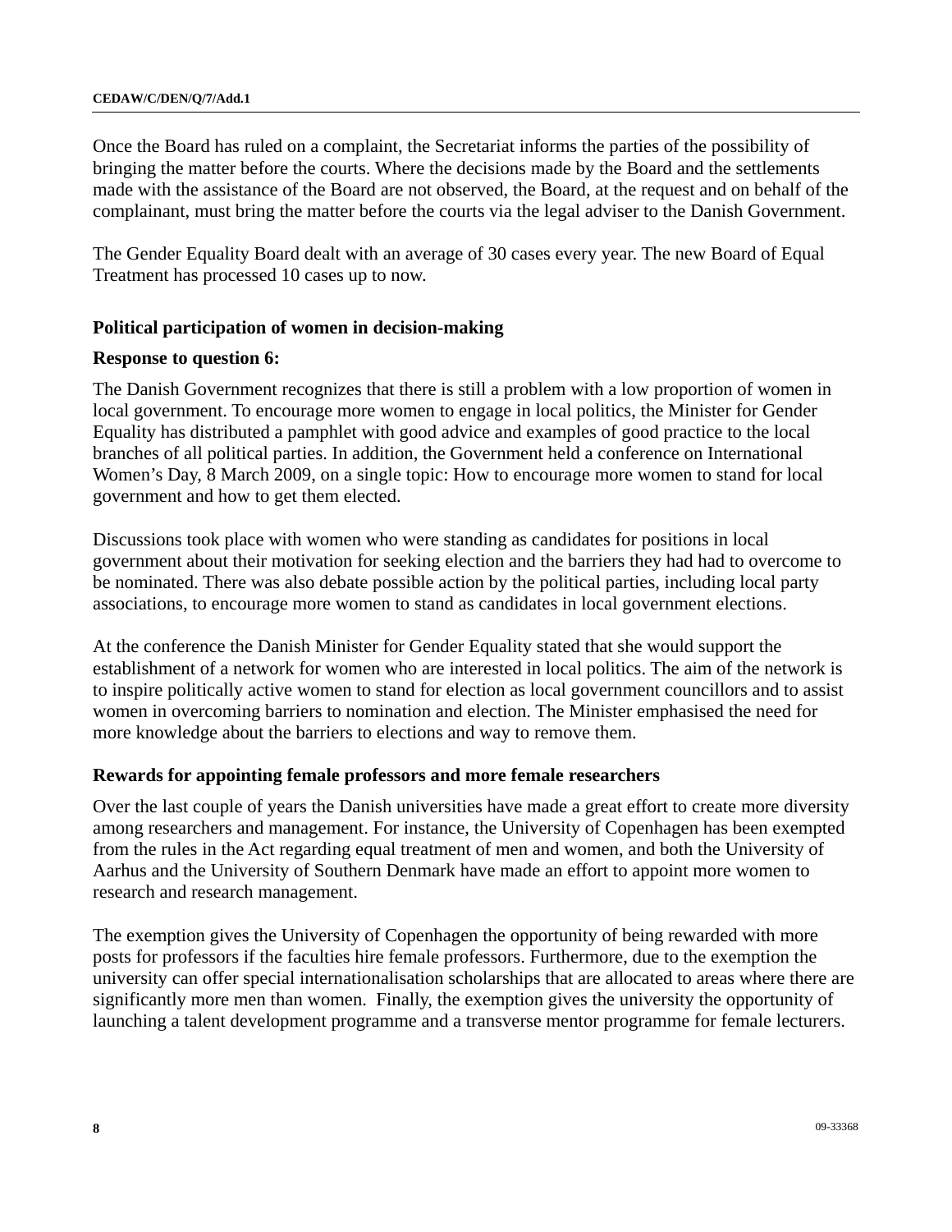Once the Board has ruled on a complaint, the Secretariat informs the parties of the possibility of bringing the matter before the courts. Where the decisions made by the Board and the settlements made with the assistance of the Board are not observed, the Board, at the request and on behalf of the complainant, must bring the matter before the courts via the legal adviser to the Danish Government.

The Gender Equality Board dealt with an average of 30 cases every year. The new Board of Equal Treatment has processed 10 cases up to now.

### Political participation of women in decision-making

**Response to question 6:**

The Danish Government recognizes that there is still a problem with a low proportion of women in local government. To encourage more women to engage in local politics, the Minister for Gender Equality has distributed a pamphlet with good advice and examples of good practice to the local branches of all political parties. In addition, the Government held a conference on International Women's Day, 8 March 2009, on a single topic: How to encourage more women to stand for local government and how to get them elected.

Discussions took place with women who were standing as candidates for positions in local government about their motivation for seeking election and the barriers they had had to overcome to be nominated. There was also debate possible action by the political parties, including local party associations, to encourage more women to stand as candidates in local government elections.

At the conference the Danish Minister for Gender Equality stated that she would support the establishment of a network for women who are interested in local politics. The aim of the network is to inspire politically active women to stand for election as local government councillors and to assist women in overcoming barriers to nomination and election. The Minister emphasised the need for more knowledge about the barriers to elections and way to remove them.

### Rewards for appointing female professors and more female researchers

Over the last couple of years the Danish universities have made a great effort to create more diversity among researchers and management. For instance, the University of Copenhagen has been exempted from the rules in the Act regarding equal treatment of men and women, and both the University of Aarhus and the University of Southern Denmark have made an effort to appoint more women to research and research management.

The exemption gives the University of Copenhagen the opportunity of being rewarded with more posts for professors if the faculties hire female professors. Furthermore, due to the exemption the university can offer special internationalisation scholarships that are allocated to areas where there are significantly more men than women. Finally, the exemption gives the university the opportunity of launching a talent development programme and a transverse mentor programme for female lecturers.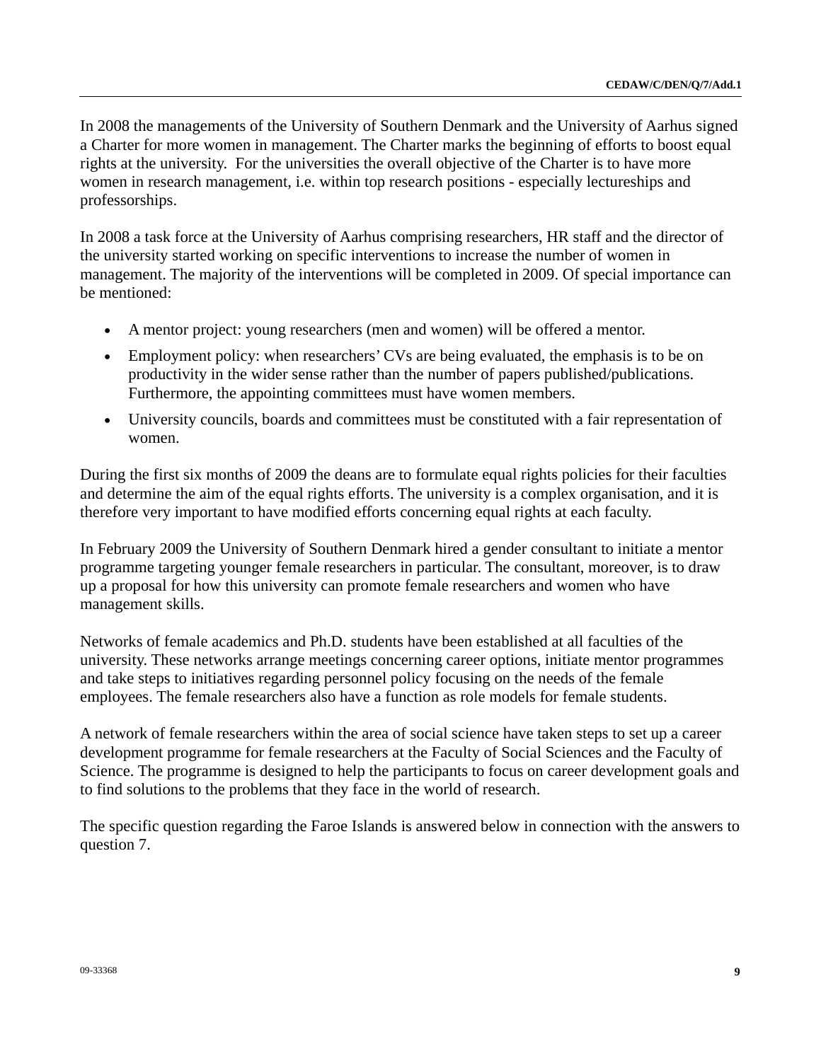In 2008 the managements of the University of Southern Denmark and the University of Aarhus signed a Charter for more women in management. The Charter marks the beginning of efforts to boost equal rights at the university. For the universities the overall objective of the Charter is to have more women in research management, i.e. within top research positions - especially lectureships and professorships.

In 2008 a task force at the University of Aarhus comprising researchers, HR staff and the director of the university started working on specific interventions to increase the number of women in management. The majority of the interventions will be completed in 2009. Of special importance can be mentioned:

- A mentor project: young researchers (men and women) will be offered a mentor.
- Employment policy: when researchers' CVs are being evaluated, the emphasis is to be on productivity in the wider sense rather than the number of papers published/publications. Furthermore, the appointing committees must have women members.
- University councils, boards and committees must be constituted with a fair representation of women.

During the first six months of 2009 the deans are to formulate equal rights policies for their faculties and determine the aim of the equal rights efforts. The university is a complex organisation, and it is therefore very important to have modified efforts concerning equal rights at each faculty.

In February 2009 the University of Southern Denmark hired a gender consultant to initiate a mentor programme targeting younger female researchers in particular. The consultant, moreover, is to draw up a proposal for how this university can promote female researchers and women who have management skills.

Networks of female academics and Ph.D. students have been established at all faculties of the university. These networks arrange meetings concerning career options, initiate mentor programmes and take steps to initiatives regarding personnel policy focusing on the needs of the female employees. The female researchers also have a function as role models for female students.

A network of female researchers within the area of social science have taken steps to set up a career development programme for female researchers at the Faculty of Social Sciences and the Faculty of Science. The programme is designed to help the participants to focus on career development goals and to find solutions to the problems that they face in the world of research.

The specific question regarding the Faroe Islands is answered below in connection with the answers to question 7.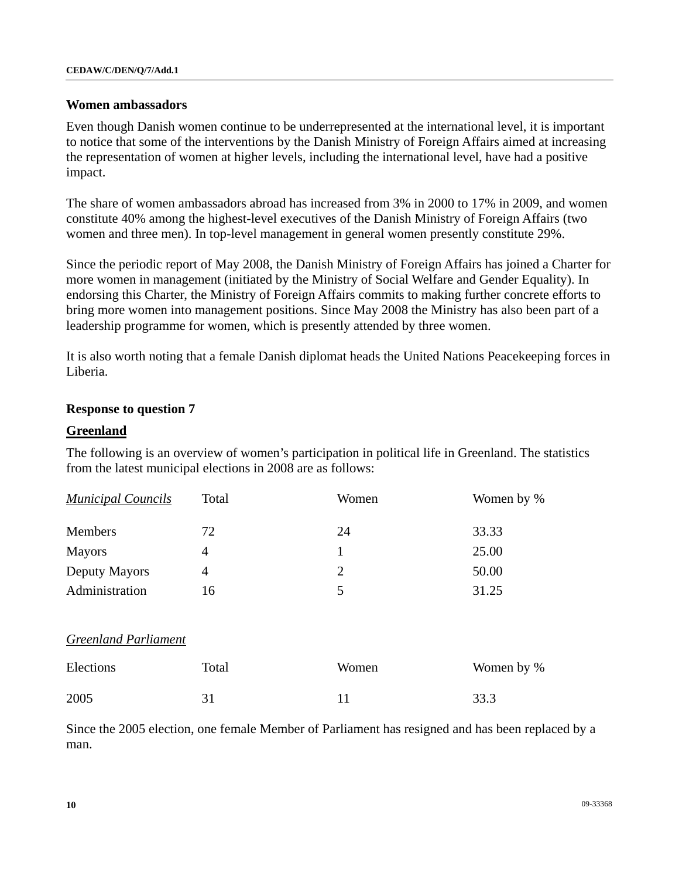### Women ambassadors

Even though Danish women continue to be underrepresented at the international level, it is important to notice that some of the interventions by the Danish Ministry of Foreign Affairs aimed at increasing the representation of women at higher levels, including the international level, have had a positive impact.

The share of women ambassadors abroad has increased from 3% in 2000 to 17% in 2009, and women constitute 40% among the highest-level executives of the Danish Ministry of Foreign Affairs (two women and three men). In top-level management in general women presently constitute 29%.

Since the periodic report of May 2008, the Danish Ministry of Foreign Affairs has joined a Charter for more women in management (initiated by the Ministry of Social Welfare and Gender Equality). In endorsing this Charter, the Ministry of Foreign Affairs commits to making further concrete efforts to bring more women into management positions. Since May 2008 the Ministry has also been part of a leadership programme for women, which is presently attended by three women.

It is also worth noting that a female Danish diplomat heads the United Nations Peacekeeping forces in Liberia.

### Response to question 7

**Greenland**

The following is an overview of women's participation in political life in Greenland. The statistics from the latest municipal elections in 2008 are as follows:

| *Municipal Councils* | Total | Women | Women by % |
|---|---|---|---|
| Members | 72 | 24 | 33.33 |
| Mayors | 4 | 1 | 25.00 |
| Deputy Mayors | 4 | 2 | 50.00 |
| Administration | 16 | 5 | 31.25 |

*Greenland Parliament*

| Elections | Total | Women | Women by % |
|---|---|---|---|
| 2005 | 31 | 11 | 33.3 |

Since the 2005 election, one female Member of Parliament has resigned and has been replaced by a man.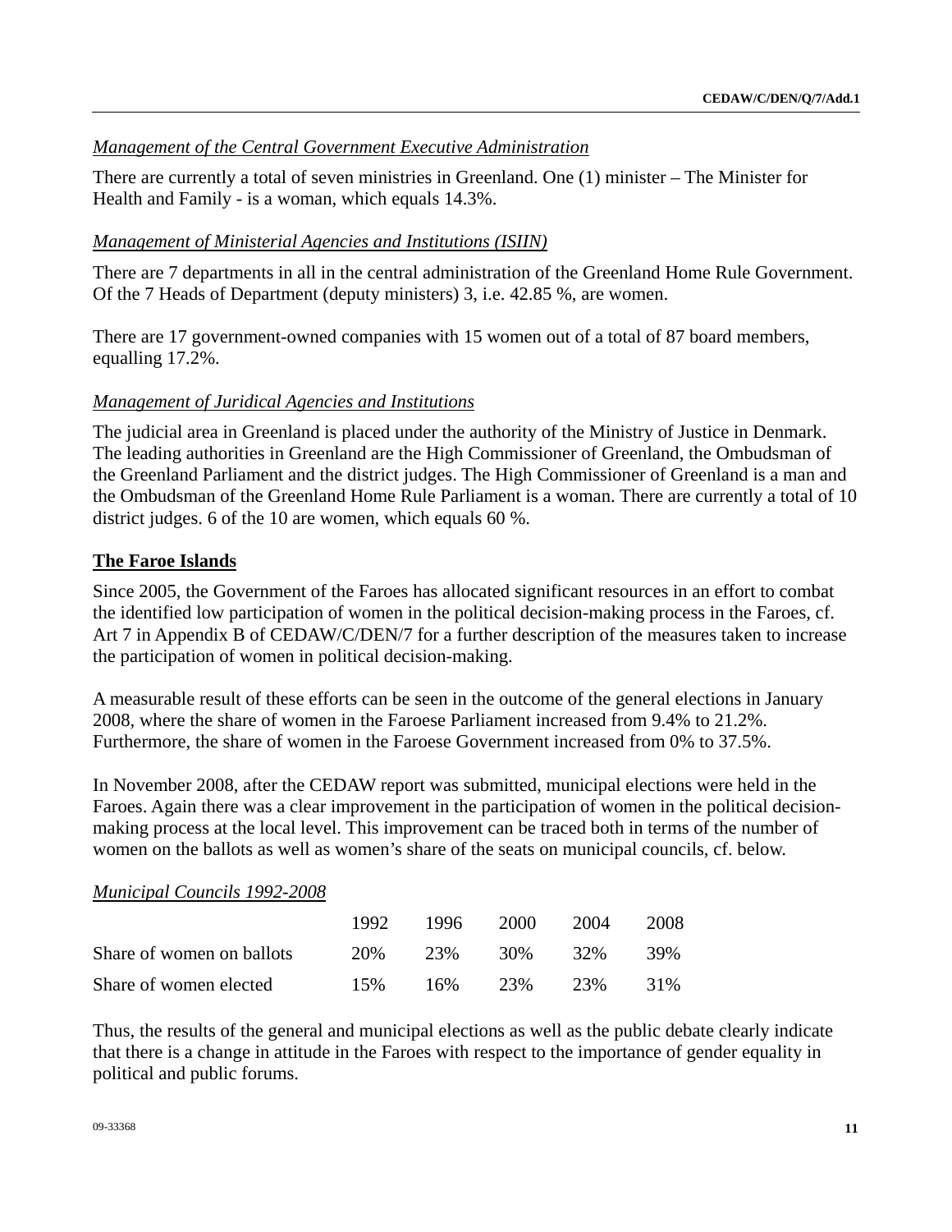*Management of the Central Government Executive Administration*

There are currently a total of seven ministries in Greenland. One (1) minister – The Minister for Health and Family - is a woman, which equals 14.3%.

*Management of Ministerial Agencies and Institutions (ISIIN)*

There are 7 departments in all in the central administration of the Greenland Home Rule Government. Of the 7 Heads of Department (deputy ministers) 3, i.e. 42.85 %, are women.

There are 17 government-owned companies with 15 women out of a total of 87 board members, equalling 17.2%.

*Management of Juridical Agencies and Institutions*

The judicial area in Greenland is placed under the authority of the Ministry of Justice in Denmark. The leading authorities in Greenland are the High Commissioner of Greenland, the Ombudsman of the Greenland Parliament and the district judges. The High Commissioner of Greenland is a man and the Ombudsman of the Greenland Home Rule Parliament is a woman. There are currently a total of 10 district judges. 6 of the 10 are women, which equals 60 %.

## The Faroe Islands

Since 2005, the Government of the Faroes has allocated significant resources in an effort to combat the identified low participation of women in the political decision-making process in the Faroes, cf. Art 7 in Appendix B of CEDAW/C/DEN/7 for a further description of the measures taken to increase the participation of women in political decision-making.

A measurable result of these efforts can be seen in the outcome of the general elections in January 2008, where the share of women in the Faroese Parliament increased from 9.4% to 21.2%. Furthermore, the share of women in the Faroese Government increased from 0% to 37.5%.

In November 2008, after the CEDAW report was submitted, municipal elections were held in the Faroes. Again there was a clear improvement in the participation of women in the political decision-making process at the local level. This improvement can be traced both in terms of the number of women on the ballots as well as women's share of the seats on municipal councils, cf. below.

*Municipal Councils 1992-2008*

| | 1992 | 1996 | 2000 | 2004 | 2008 |
|---|---|---|---|---|---|
| Share of women on ballots | 20% | 23% | 30% | 32% | 39% |
| Share of women elected | 15% | 16% | 23% | 23% | 31% |

Thus, the results of the general and municipal elections as well as the public debate clearly indicate that there is a change in attitude in the Faroes with respect to the importance of gender equality in political and public forums.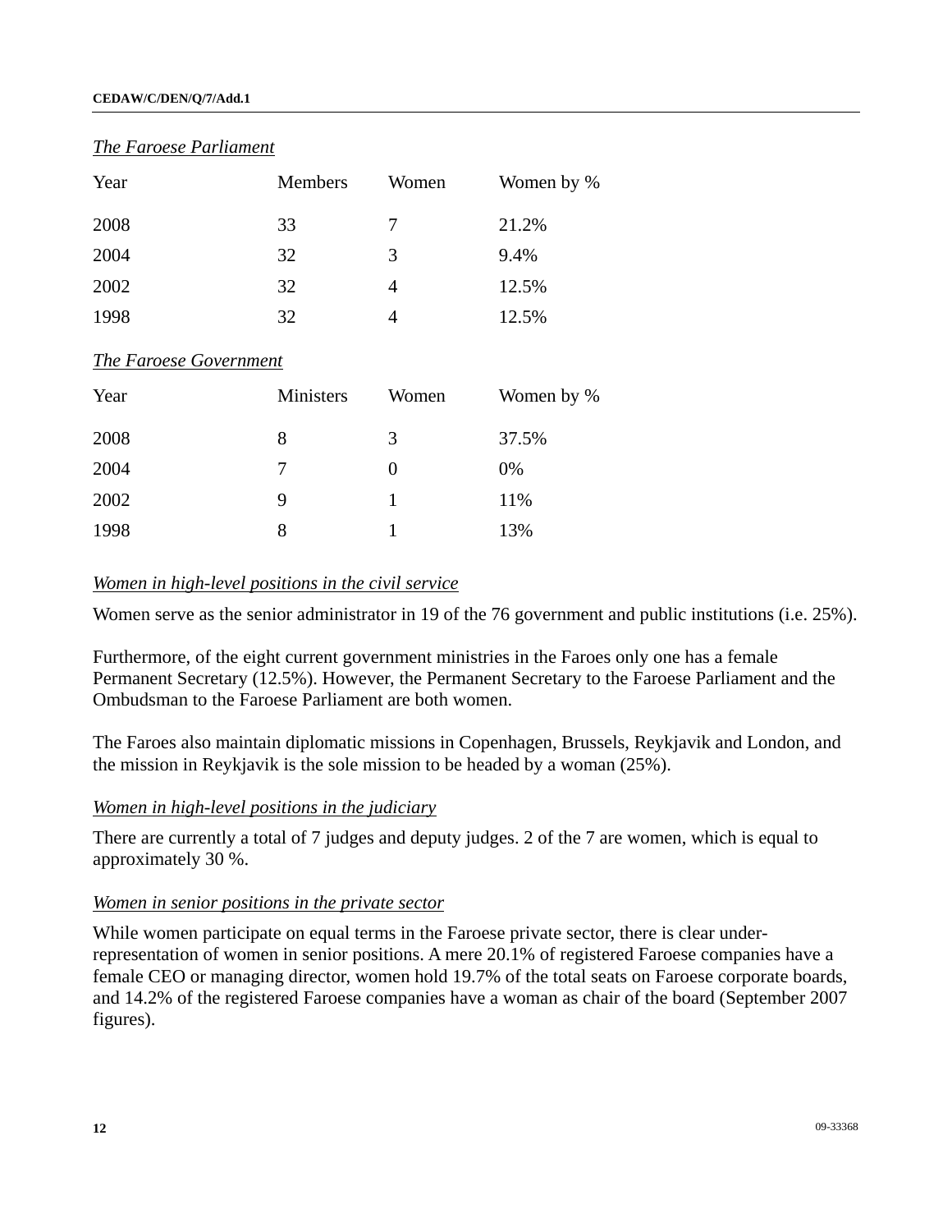*The Faroese Parliament*

| Year | Members | Women | Women by % |
|---|---|---|---|
| 2008 | 33 | 7 | 21.2% |
| 2004 | 32 | 3 | 9.4% |
| 2002 | 32 | 4 | 12.5% |
| 1998 | 32 | 4 | 12.5% |

*The Faroese Government*

| Year | Ministers | Women | Women by % |
|---|---|---|---|
| 2008 | 8 | 3 | 37.5% |
| 2004 | 7 | 0 | 0% |
| 2002 | 9 | 1 | 11% |
| 1998 | 8 | 1 | 13% |

*Women in high-level positions in the civil service*

Women serve as the senior administrator in 19 of the 76 government and public institutions (i.e. 25%).

Furthermore, of the eight current government ministries in the Faroes only one has a female Permanent Secretary (12.5%). However, the Permanent Secretary to the Faroese Parliament and the Ombudsman to the Faroese Parliament are both women.

The Faroes also maintain diplomatic missions in Copenhagen, Brussels, Reykjavik and London, and the mission in Reykjavik is the sole mission to be headed by a woman (25%).

*Women in high-level positions in the judiciary*

There are currently a total of 7 judges and deputy judges. 2 of the 7 are women, which is equal to approximately 30 %.

*Women in senior positions in the private sector*

While women participate on equal terms in the Faroese private sector, there is clear under-representation of women in senior positions. A mere 20.1% of registered Faroese companies have a female CEO or managing director, women hold 19.7% of the total seats on Faroese corporate boards, and 14.2% of the registered Faroese companies have a woman as chair of the board (September 2007 figures).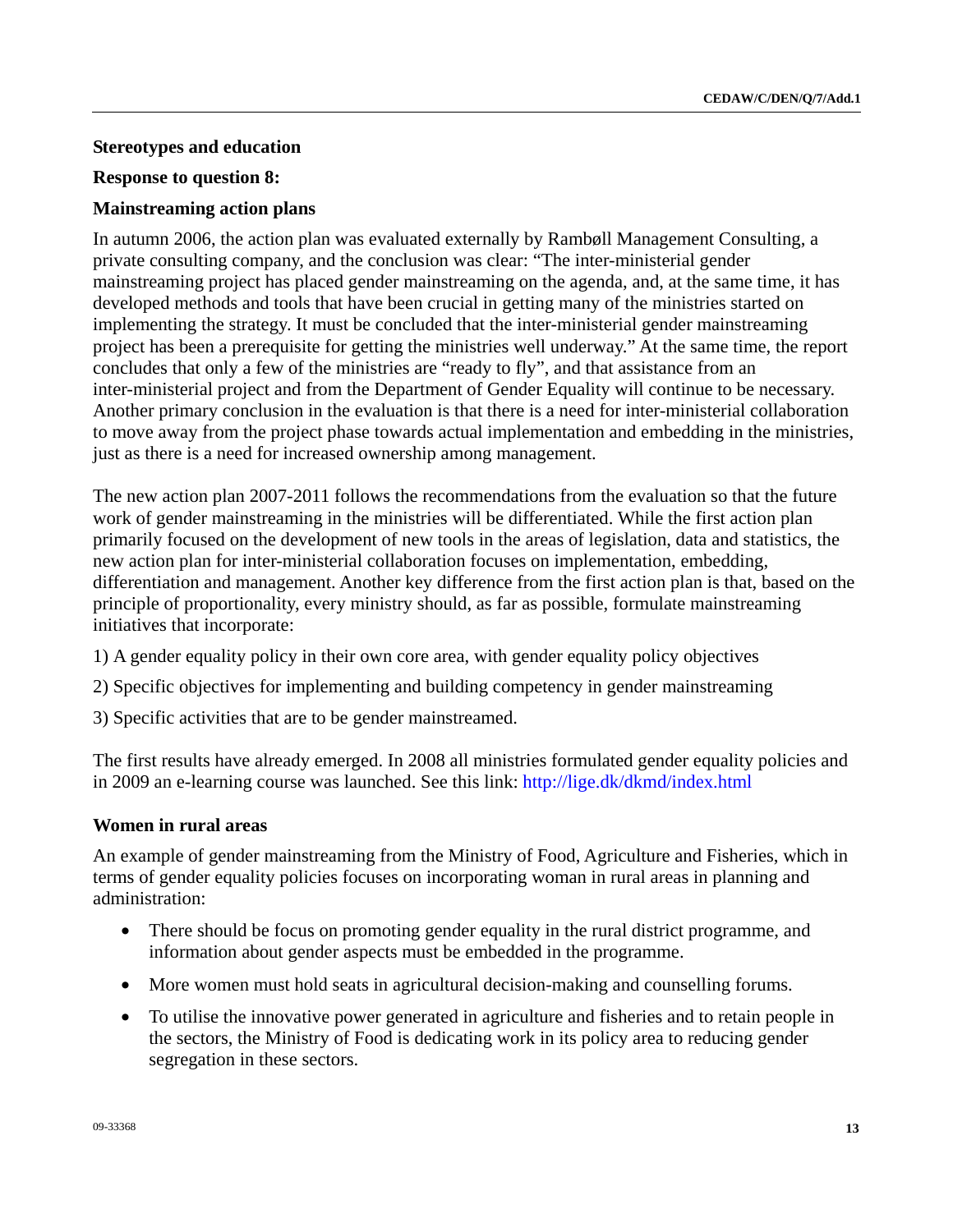**Stereotypes and education**

**Response to question 8:**

**Mainstreaming action plans**

In autumn 2006, the action plan was evaluated externally by Rambøll Management Consulting, a private consulting company, and the conclusion was clear: "The inter-ministerial gender mainstreaming project has placed gender mainstreaming on the agenda, and, at the same time, it has developed methods and tools that have been crucial in getting many of the ministries started on implementing the strategy. It must be concluded that the inter-ministerial gender mainstreaming project has been a prerequisite for getting the ministries well underway." At the same time, the report concludes that only a few of the ministries are "ready to fly", and that assistance from an inter-ministerial project and from the Department of Gender Equality will continue to be necessary. Another primary conclusion in the evaluation is that there is a need for inter-ministerial collaboration to move away from the project phase towards actual implementation and embedding in the ministries, just as there is a need for increased ownership among management.

The new action plan 2007-2011 follows the recommendations from the evaluation so that the future work of gender mainstreaming in the ministries will be differentiated. While the first action plan primarily focused on the development of new tools in the areas of legislation, data and statistics, the new action plan for inter-ministerial collaboration focuses on implementation, embedding, differentiation and management. Another key difference from the first action plan is that, based on the principle of proportionality, every ministry should, as far as possible, formulate mainstreaming initiatives that incorporate:

1) A gender equality policy in their own core area, with gender equality policy objectives

2) Specific objectives for implementing and building competency in gender mainstreaming

3) Specific activities that are to be gender mainstreamed.

The first results have already emerged. In 2008 all ministries formulated gender equality policies and in 2009 an e-learning course was launched. See this link: http://lige.dk/dkmd/index.html

**Women in rural areas**

An example of gender mainstreaming from the Ministry of Food, Agriculture and Fisheries, which in terms of gender equality policies focuses on incorporating woman in rural areas in planning and administration:

- There should be focus on promoting gender equality in the rural district programme, and information about gender aspects must be embedded in the programme.
- More women must hold seats in agricultural decision-making and counselling forums.
- To utilise the innovative power generated in agriculture and fisheries and to retain people in the sectors, the Ministry of Food is dedicating work in its policy area to reducing gender segregation in these sectors.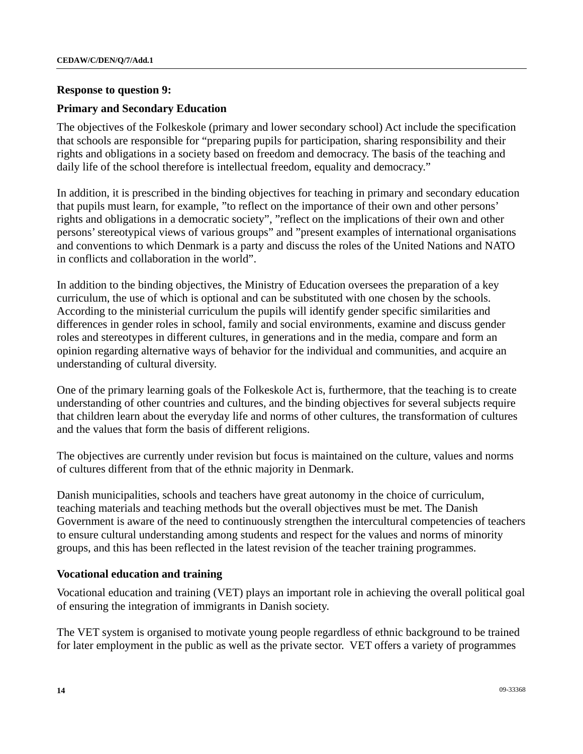**Response to question 9:**

**Primary and Secondary Education**

The objectives of the Folkeskole (primary and lower secondary school) Act include the specification that schools are responsible for “preparing pupils for participation, sharing responsibility and their rights and obligations in a society based on freedom and democracy. The basis of the teaching and daily life of the school therefore is intellectual freedom, equality and democracy.”

In addition, it is prescribed in the binding objectives for teaching in primary and secondary education that pupils must learn, for example, ”to reflect on the importance of their own and other persons’ rights and obligations in a democratic society”, ”reflect on the implications of their own and other persons’ stereotypical views of various groups” and ”present examples of international organisations and conventions to which Denmark is a party and discuss the roles of the United Nations and NATO in conflicts and collaboration in the world”.

In addition to the binding objectives, the Ministry of Education oversees the preparation of a key curriculum, the use of which is optional and can be substituted with one chosen by the schools. According to the ministerial curriculum the pupils will identify gender specific similarities and differences in gender roles in school, family and social environments, examine and discuss gender roles and stereotypes in different cultures, in generations and in the media, compare and form an opinion regarding alternative ways of behavior for the individual and communities, and acquire an understanding of cultural diversity.

One of the primary learning goals of the Folkeskole Act is, furthermore, that the teaching is to create understanding of other countries and cultures, and the binding objectives for several subjects require that children learn about the everyday life and norms of other cultures, the transformation of cultures and the values that form the basis of different religions.

The objectives are currently under revision but focus is maintained on the culture, values and norms of cultures different from that of the ethnic majority in Denmark.

Danish municipalities, schools and teachers have great autonomy in the choice of curriculum, teaching materials and teaching methods but the overall objectives must be met. The Danish Government is aware of the need to continuously strengthen the intercultural competencies of teachers to ensure cultural understanding among students and respect for the values and norms of minority groups, and this has been reflected in the latest revision of the teacher training programmes.

**Vocational education and training**

Vocational education and training (VET) plays an important role in achieving the overall political goal of ensuring the integration of immigrants in Danish society.

The VET system is organised to motivate young people regardless of ethnic background to be trained for later employment in the public as well as the private sector. VET offers a variety of programmes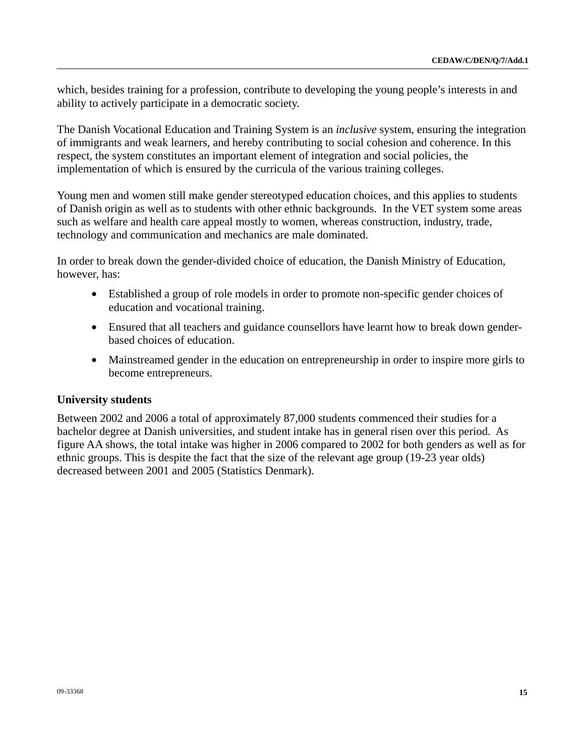which, besides training for a profession, contribute to developing the young people's interests in and ability to actively participate in a democratic society.

The Danish Vocational Education and Training System is an *inclusive* system, ensuring the integration of immigrants and weak learners, and hereby contributing to social cohesion and coherence. In this respect, the system constitutes an important element of integration and social policies, the implementation of which is ensured by the curricula of the various training colleges.

Young men and women still make gender stereotyped education choices, and this applies to students of Danish origin as well as to students with other ethnic backgrounds. In the VET system some areas such as welfare and health care appeal mostly to women, whereas construction, industry, trade, technology and communication and mechanics are male dominated.

In order to break down the gender-divided choice of education, the Danish Ministry of Education, however, has:

- Established a group of role models in order to promote non-specific gender choices of education and vocational training.
- Ensured that all teachers and guidance counsellors have learnt how to break down gender-based choices of education.
- Mainstreamed gender in the education on entrepreneurship in order to inspire more girls to become entrepreneurs.

**University students**

Between 2002 and 2006 a total of approximately 87,000 students commenced their studies for a bachelor degree at Danish universities, and student intake has in general risen over this period. As figure AA shows, the total intake was higher in 2006 compared to 2002 for both genders as well as for ethnic groups. This is despite the fact that the size of the relevant age group (19-23 year olds) decreased between 2001 and 2005 (Statistics Denmark).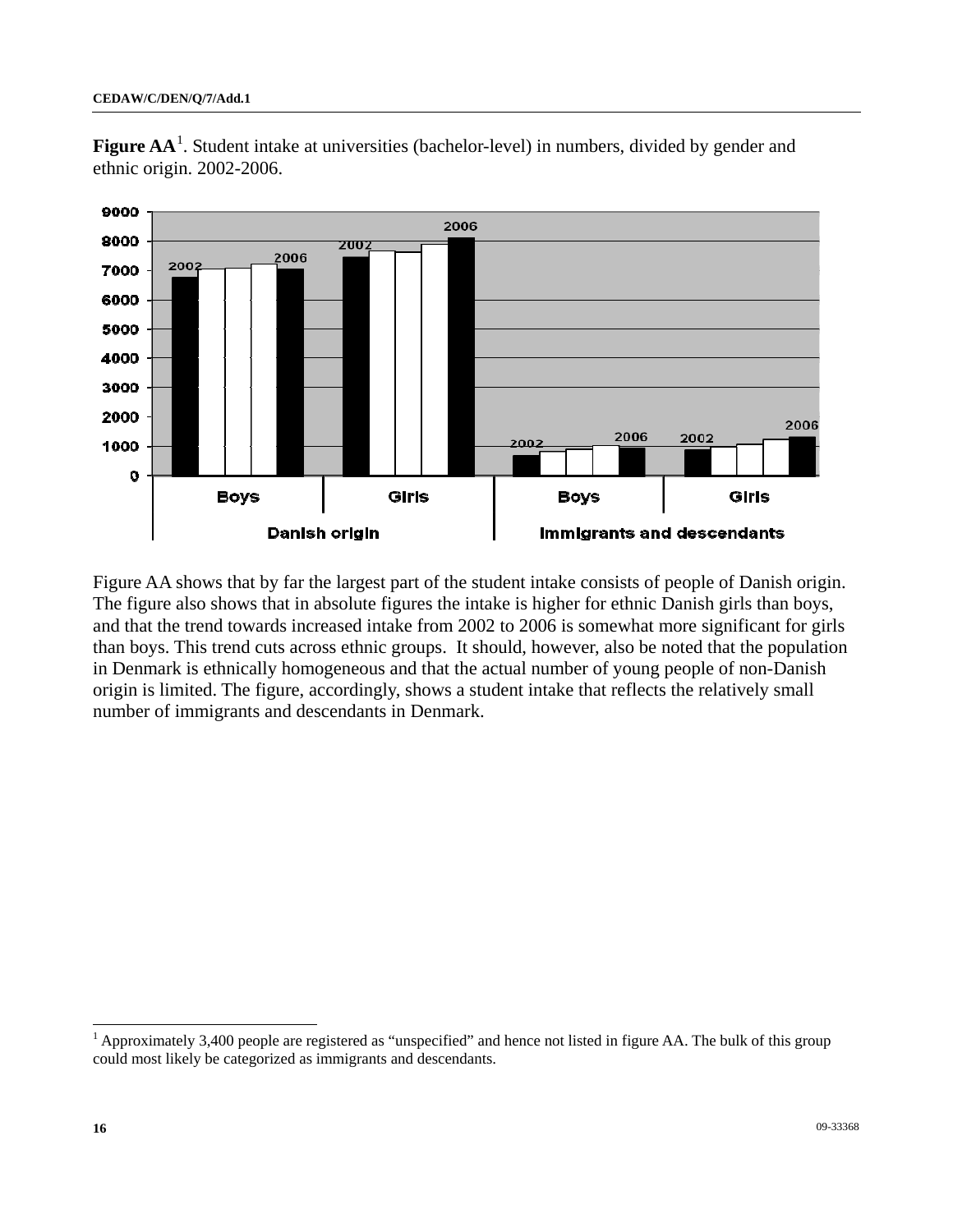**Figure AA**[1]. Student intake at universities (bachelor-level) in numbers, divided by gender and ethnic origin. 2002-2006.

Figure AA shows that by far the largest part of the student intake consists of people of Danish origin. The figure also shows that in absolute figures the intake is higher for ethnic Danish girls than boys, and that the trend towards increased intake from 2002 to 2006 is somewhat more significant for girls than boys. This trend cuts across ethnic groups. It should, however, also be noted that the population in Denmark is ethnically homogeneous and that the actual number of young people of non-Danish origin is limited. The figure, accordingly, shows a student intake that reflects the relatively small number of immigrants and descendants in Denmark.

---

[1] Approximately 3,400 people are registered as "unspecified" and hence not listed in figure AA. The bulk of this group could most likely be categorized as immigrants and descendants.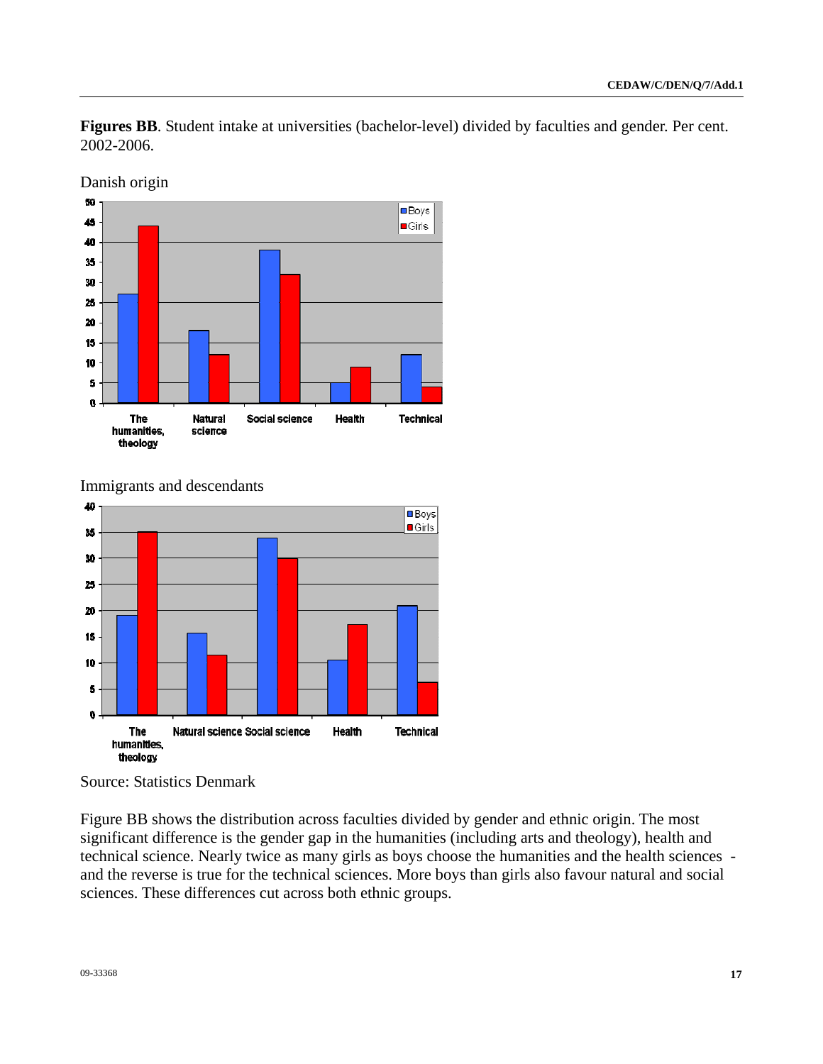**Figures BB**. Student intake at universities (bachelor-level) divided by faculties and gender. Per cent. 2002-2006.

Danish origin

Immigrants and descendants

Source: Statistics Denmark

Figure BB shows the distribution across faculties divided by gender and ethnic origin. The most significant difference is the gender gap in the humanities (including arts and theology), health and technical science. Nearly twice as many girls as boys choose the humanities and the health sciences - and the reverse is true for the technical sciences. More boys than girls also favour natural and social sciences. These differences cut across both ethnic groups.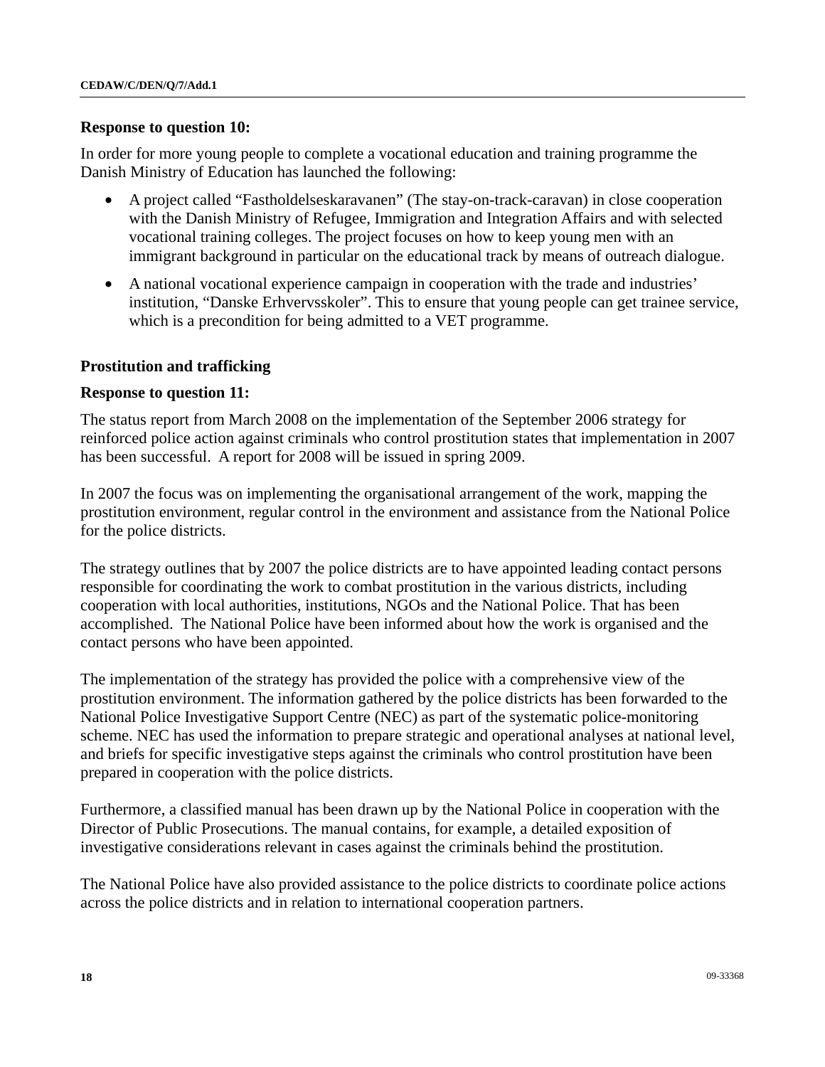**Response to question 10:**

In order for more young people to complete a vocational education and training programme the Danish Ministry of Education has launched the following:

- A project called "Fastholdelseskaravanen" (The stay-on-track-caravan) in close cooperation with the Danish Ministry of Refugee, Immigration and Integration Affairs and with selected vocational training colleges. The project focuses on how to keep young men with an immigrant background in particular on the educational track by means of outreach dialogue.
- A national vocational experience campaign in cooperation with the trade and industries' institution, "Danske Erhvervsskoler". This to ensure that young people can get trainee service, which is a precondition for being admitted to a VET programme.

**Prostitution and trafficking**

**Response to question 11:**

The status report from March 2008 on the implementation of the September 2006 strategy for reinforced police action against criminals who control prostitution states that implementation in 2007 has been successful. A report for 2008 will be issued in spring 2009.

In 2007 the focus was on implementing the organisational arrangement of the work, mapping the prostitution environment, regular control in the environment and assistance from the National Police for the police districts.

The strategy outlines that by 2007 the police districts are to have appointed leading contact persons responsible for coordinating the work to combat prostitution in the various districts, including cooperation with local authorities, institutions, NGOs and the National Police. That has been accomplished. The National Police have been informed about how the work is organised and the contact persons who have been appointed.

The implementation of the strategy has provided the police with a comprehensive view of the prostitution environment. The information gathered by the police districts has been forwarded to the National Police Investigative Support Centre (NEC) as part of the systematic police-monitoring scheme. NEC has used the information to prepare strategic and operational analyses at national level, and briefs for specific investigative steps against the criminals who control prostitution have been prepared in cooperation with the police districts.

Furthermore, a classified manual has been drawn up by the National Police in cooperation with the Director of Public Prosecutions. The manual contains, for example, a detailed exposition of investigative considerations relevant in cases against the criminals behind the prostitution.

The National Police have also provided assistance to the police districts to coordinate police actions across the police districts and in relation to international cooperation partners.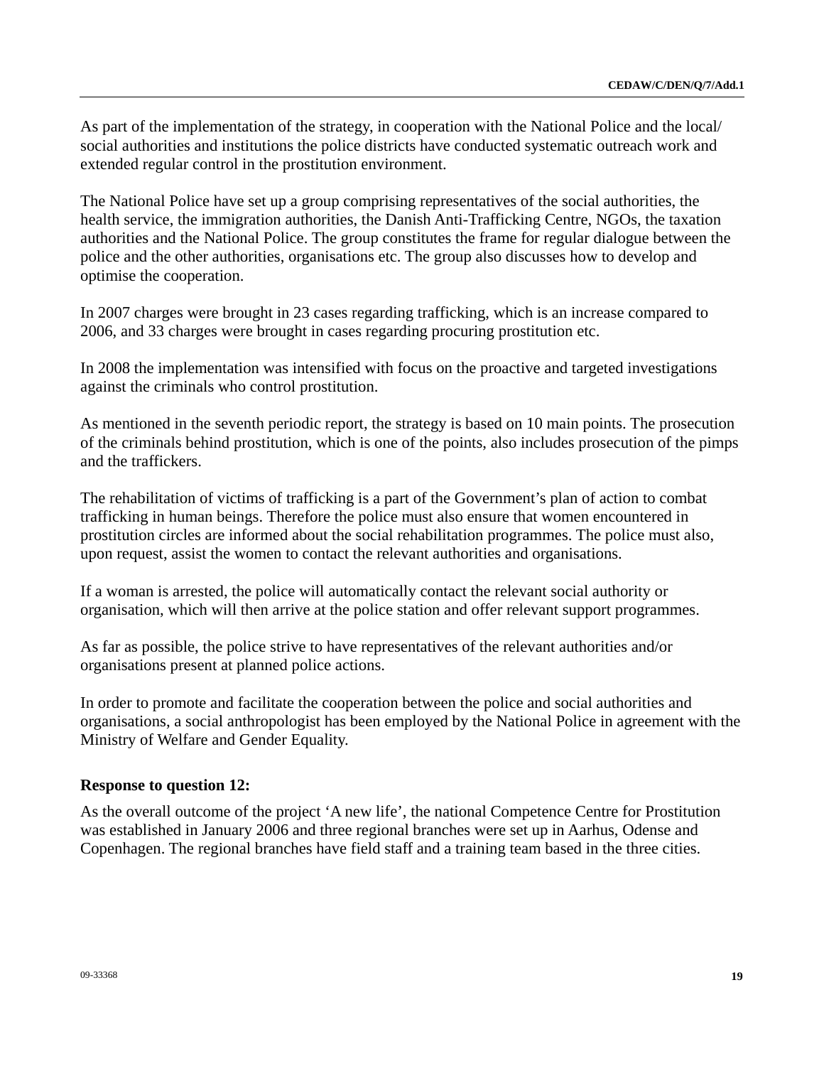As part of the implementation of the strategy, in cooperation with the National Police and the local/ social authorities and institutions the police districts have conducted systematic outreach work and extended regular control in the prostitution environment.

The National Police have set up a group comprising representatives of the social authorities, the health service, the immigration authorities, the Danish Anti-Trafficking Centre, NGOs, the taxation authorities and the National Police. The group constitutes the frame for regular dialogue between the police and the other authorities, organisations etc. The group also discusses how to develop and optimise the cooperation.

In 2007 charges were brought in 23 cases regarding trafficking, which is an increase compared to 2006, and 33 charges were brought in cases regarding procuring prostitution etc.

In 2008 the implementation was intensified with focus on the proactive and targeted investigations against the criminals who control prostitution.

As mentioned in the seventh periodic report, the strategy is based on 10 main points. The prosecution of the criminals behind prostitution, which is one of the points, also includes prosecution of the pimps and the traffickers.

The rehabilitation of victims of trafficking is a part of the Government's plan of action to combat trafficking in human beings. Therefore the police must also ensure that women encountered in prostitution circles are informed about the social rehabilitation programmes. The police must also, upon request, assist the women to contact the relevant authorities and organisations.

If a woman is arrested, the police will automatically contact the relevant social authority or organisation, which will then arrive at the police station and offer relevant support programmes.

As far as possible, the police strive to have representatives of the relevant authorities and/or organisations present at planned police actions.

In order to promote and facilitate the cooperation between the police and social authorities and organisations, a social anthropologist has been employed by the National Police in agreement with the Ministry of Welfare and Gender Equality.

**Response to question 12:**

As the overall outcome of the project 'A new life', the national Competence Centre for Prostitution was established in January 2006 and three regional branches were set up in Aarhus, Odense and Copenhagen. The regional branches have field staff and a training team based in the three cities.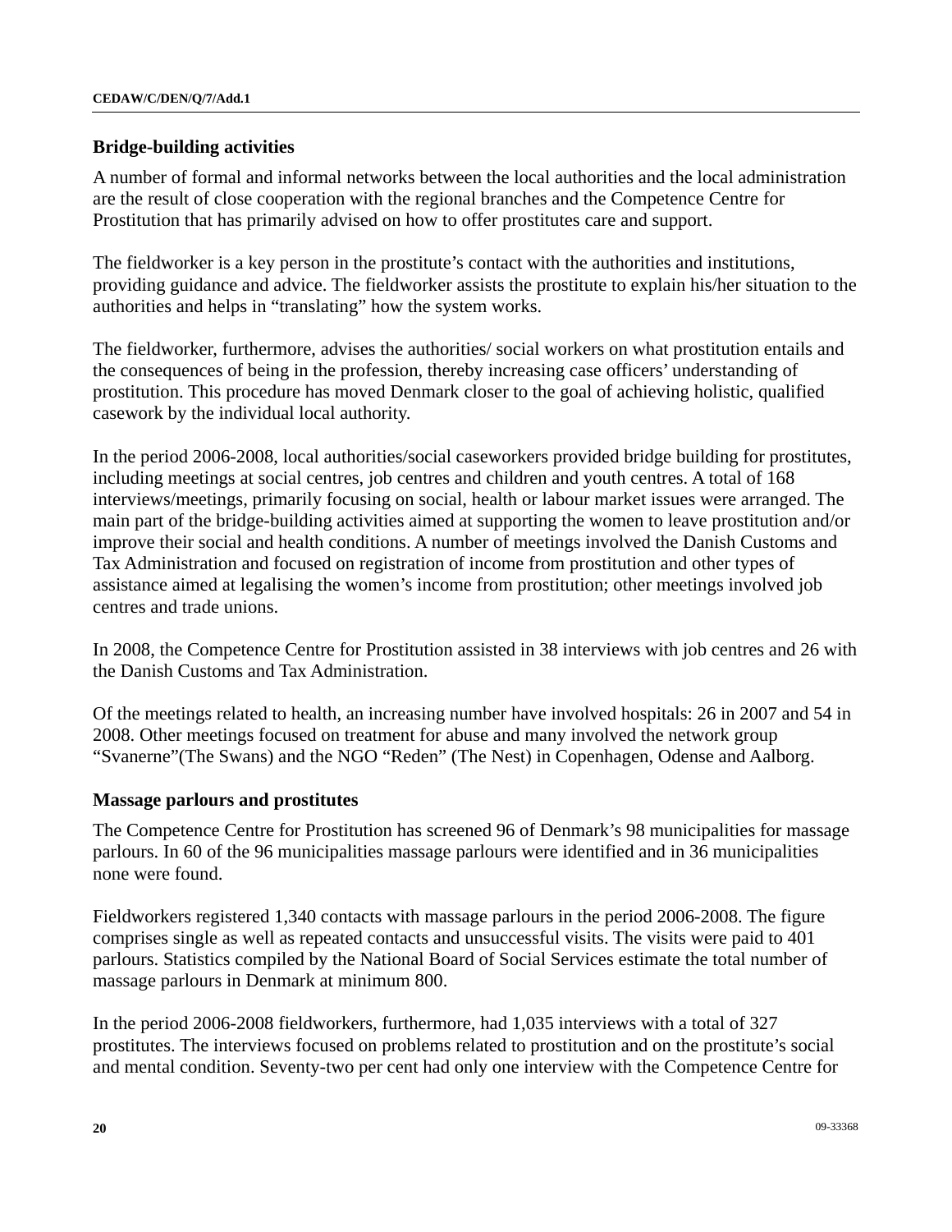### Bridge-building activities

A number of formal and informal networks between the local authorities and the local administration are the result of close cooperation with the regional branches and the Competence Centre for Prostitution that has primarily advised on how to offer prostitutes care and support.

The fieldworker is a key person in the prostitute's contact with the authorities and institutions, providing guidance and advice. The fieldworker assists the prostitute to explain his/her situation to the authorities and helps in "translating" how the system works.

The fieldworker, furthermore, advises the authorities/ social workers on what prostitution entails and the consequences of being in the profession, thereby increasing case officers' understanding of prostitution. This procedure has moved Denmark closer to the goal of achieving holistic, qualified casework by the individual local authority.

In the period 2006-2008, local authorities/social caseworkers provided bridge building for prostitutes, including meetings at social centres, job centres and children and youth centres. A total of 168 interviews/meetings, primarily focusing on social, health or labour market issues were arranged. The main part of the bridge-building activities aimed at supporting the women to leave prostitution and/or improve their social and health conditions. A number of meetings involved the Danish Customs and Tax Administration and focused on registration of income from prostitution and other types of assistance aimed at legalising the women's income from prostitution; other meetings involved job centres and trade unions.

In 2008, the Competence Centre for Prostitution assisted in 38 interviews with job centres and 26 with the Danish Customs and Tax Administration.

Of the meetings related to health, an increasing number have involved hospitals: 26 in 2007 and 54 in 2008. Other meetings focused on treatment for abuse and many involved the network group "Svanerne"(The Swans) and the NGO "Reden" (The Nest) in Copenhagen, Odense and Aalborg.

### Massage parlours and prostitutes

The Competence Centre for Prostitution has screened 96 of Denmark's 98 municipalities for massage parlours. In 60 of the 96 municipalities massage parlours were identified and in 36 municipalities none were found.

Fieldworkers registered 1,340 contacts with massage parlours in the period 2006-2008. The figure comprises single as well as repeated contacts and unsuccessful visits. The visits were paid to 401 parlours. Statistics compiled by the National Board of Social Services estimate the total number of massage parlours in Denmark at minimum 800.

In the period 2006-2008 fieldworkers, furthermore, had 1,035 interviews with a total of 327 prostitutes. The interviews focused on problems related to prostitution and on the prostitute's social and mental condition. Seventy-two per cent had only one interview with the Competence Centre for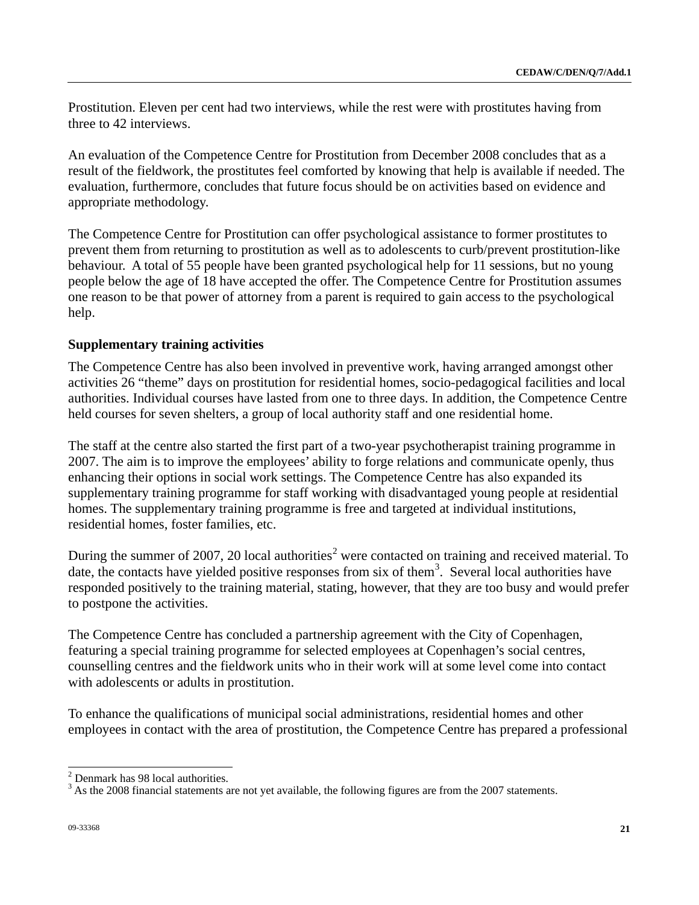Prostitution. Eleven per cent had two interviews, while the rest were with prostitutes having from three to 42 interviews.

An evaluation of the Competence Centre for Prostitution from December 2008 concludes that as a result of the fieldwork, the prostitutes feel comforted by knowing that help is available if needed. The evaluation, furthermore, concludes that future focus should be on activities based on evidence and appropriate methodology.

The Competence Centre for Prostitution can offer psychological assistance to former prostitutes to prevent them from returning to prostitution as well as to adolescents to curb/prevent prostitution-like behaviour. A total of 55 people have been granted psychological help for 11 sessions, but no young people below the age of 18 have accepted the offer. The Competence Centre for Prostitution assumes one reason to be that power of attorney from a parent is required to gain access to the psychological help.

### Supplementary training activities

The Competence Centre has also been involved in preventive work, having arranged amongst other activities 26 "theme" days on prostitution for residential homes, socio-pedagogical facilities and local authorities. Individual courses have lasted from one to three days. In addition, the Competence Centre held courses for seven shelters, a group of local authority staff and one residential home.

The staff at the centre also started the first part of a two-year psychotherapist training programme in 2007. The aim is to improve the employees' ability to forge relations and communicate openly, thus enhancing their options in social work settings. The Competence Centre has also expanded its supplementary training programme for staff working with disadvantaged young people at residential homes. The supplementary training programme is free and targeted at individual institutions, residential homes, foster families, etc.

During the summer of 2007, 20 local authorities[2] were contacted on training and received material. To date, the contacts have yielded positive responses from six of them[3]. Several local authorities have responded positively to the training material, stating, however, that they are too busy and would prefer to postpone the activities.

The Competence Centre has concluded a partnership agreement with the City of Copenhagen, featuring a special training programme for selected employees at Copenhagen's social centres, counselling centres and the fieldwork units who in their work will at some level come into contact with adolescents or adults in prostitution.

To enhance the qualifications of municipal social administrations, residential homes and other employees in contact with the area of prostitution, the Competence Centre has prepared a professional

---

[2] Denmark has 98 local authorities.

[3] As the 2008 financial statements are not yet available, the following figures are from the 2007 statements.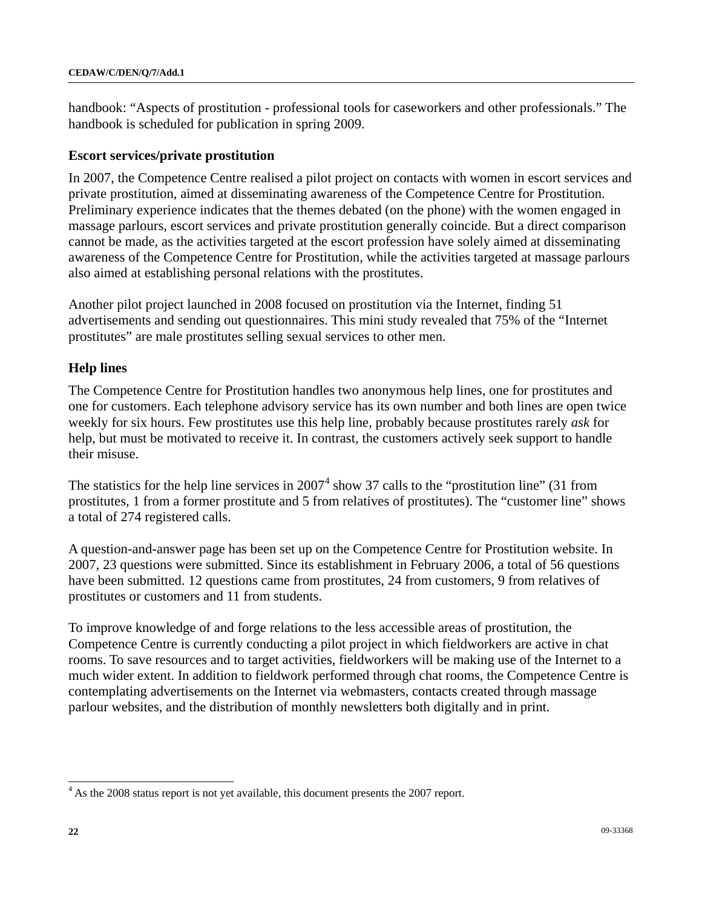handbook: “Aspects of prostitution - professional tools for caseworkers and other professionals.” The handbook is scheduled for publication in spring 2009.

**Escort services/private prostitution**

In 2007, the Competence Centre realised a pilot project on contacts with women in escort services and private prostitution, aimed at disseminating awareness of the Competence Centre for Prostitution. Preliminary experience indicates that the themes debated (on the phone) with the women engaged in massage parlours, escort services and private prostitution generally coincide. But a direct comparison cannot be made, as the activities targeted at the escort profession have solely aimed at disseminating awareness of the Competence Centre for Prostitution, while the activities targeted at massage parlours also aimed at establishing personal relations with the prostitutes.

Another pilot project launched in 2008 focused on prostitution via the Internet, finding 51 advertisements and sending out questionnaires. This mini study revealed that 75% of the “Internet prostitutes” are male prostitutes selling sexual services to other men.

**Help lines**

The Competence Centre for Prostitution handles two anonymous help lines, one for prostitutes and one for customers. Each telephone advisory service has its own number and both lines are open twice weekly for six hours. Few prostitutes use this help line, probably because prostitutes rarely *ask* for help, but must be motivated to receive it. In contrast, the customers actively seek support to handle their misuse.

The statistics for the help line services in 2007[4] show 37 calls to the “prostitution line” (31 from prostitutes, 1 from a former prostitute and 5 from relatives of prostitutes). The “customer line” shows a total of 274 registered calls.

A question-and-answer page has been set up on the Competence Centre for Prostitution website. In 2007, 23 questions were submitted. Since its establishment in February 2006, a total of 56 questions have been submitted. 12 questions came from prostitutes, 24 from customers, 9 from relatives of prostitutes or customers and 11 from students.

To improve knowledge of and forge relations to the less accessible areas of prostitution, the Competence Centre is currently conducting a pilot project in which fieldworkers are active in chat rooms. To save resources and to target activities, fieldworkers will be making use of the Internet to a much wider extent. In addition to fieldwork performed through chat rooms, the Competence Centre is contemplating advertisements on the Internet via webmasters, contacts created through massage parlour websites, and the distribution of monthly newsletters both digitally and in print.

---

[4] As the 2008 status report is not yet available, this document presents the 2007 report.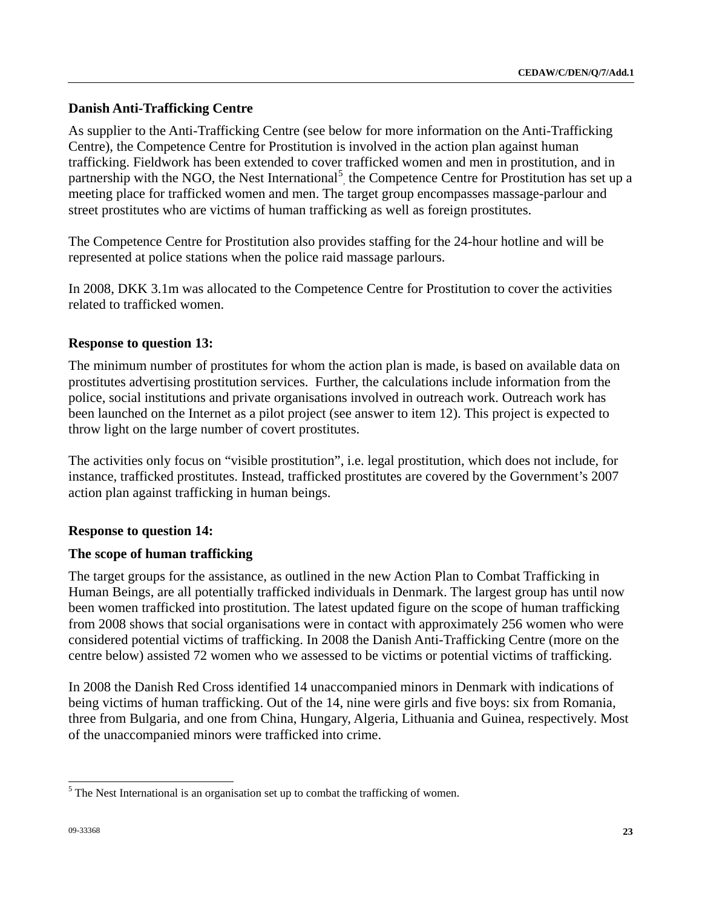**Danish Anti-Trafficking Centre**

As supplier to the Anti-Trafficking Centre (see below for more information on the Anti-Trafficking Centre), the Competence Centre for Prostitution is involved in the action plan against human trafficking. Fieldwork has been extended to cover trafficked women and men in prostitution, and in partnership with the NGO, the Nest International[5], the Competence Centre for Prostitution has set up a meeting place for trafficked women and men. The target group encompasses massage-parlour and street prostitutes who are victims of human trafficking as well as foreign prostitutes.

The Competence Centre for Prostitution also provides staffing for the 24-hour hotline and will be represented at police stations when the police raid massage parlours.

In 2008, DKK 3.1m was allocated to the Competence Centre for Prostitution to cover the activities related to trafficked women.

**Response to question 13:**

The minimum number of prostitutes for whom the action plan is made, is based on available data on prostitutes advertising prostitution services. Further, the calculations include information from the police, social institutions and private organisations involved in outreach work. Outreach work has been launched on the Internet as a pilot project (see answer to item 12). This project is expected to throw light on the large number of covert prostitutes.

The activities only focus on “visible prostitution”, i.e. legal prostitution, which does not include, for instance, trafficked prostitutes. Instead, trafficked prostitutes are covered by the Government’s 2007 action plan against trafficking in human beings.

**Response to question 14:**

**The scope of human trafficking**

The target groups for the assistance, as outlined in the new Action Plan to Combat Trafficking in Human Beings, are all potentially trafficked individuals in Denmark. The largest group has until now been women trafficked into prostitution. The latest updated figure on the scope of human trafficking from 2008 shows that social organisations were in contact with approximately 256 women who were considered potential victims of trafficking. In 2008 the Danish Anti-Trafficking Centre (more on the centre below) assisted 72 women who we assessed to be victims or potential victims of trafficking.

In 2008 the Danish Red Cross identified 14 unaccompanied minors in Denmark with indications of being victims of human trafficking. Out of the 14, nine were girls and five boys: six from Romania, three from Bulgaria, and one from China, Hungary, Algeria, Lithuania and Guinea, respectively. Most of the unaccompanied minors were trafficked into crime.

---

[5] The Nest International is an organisation set up to combat the trafficking of women.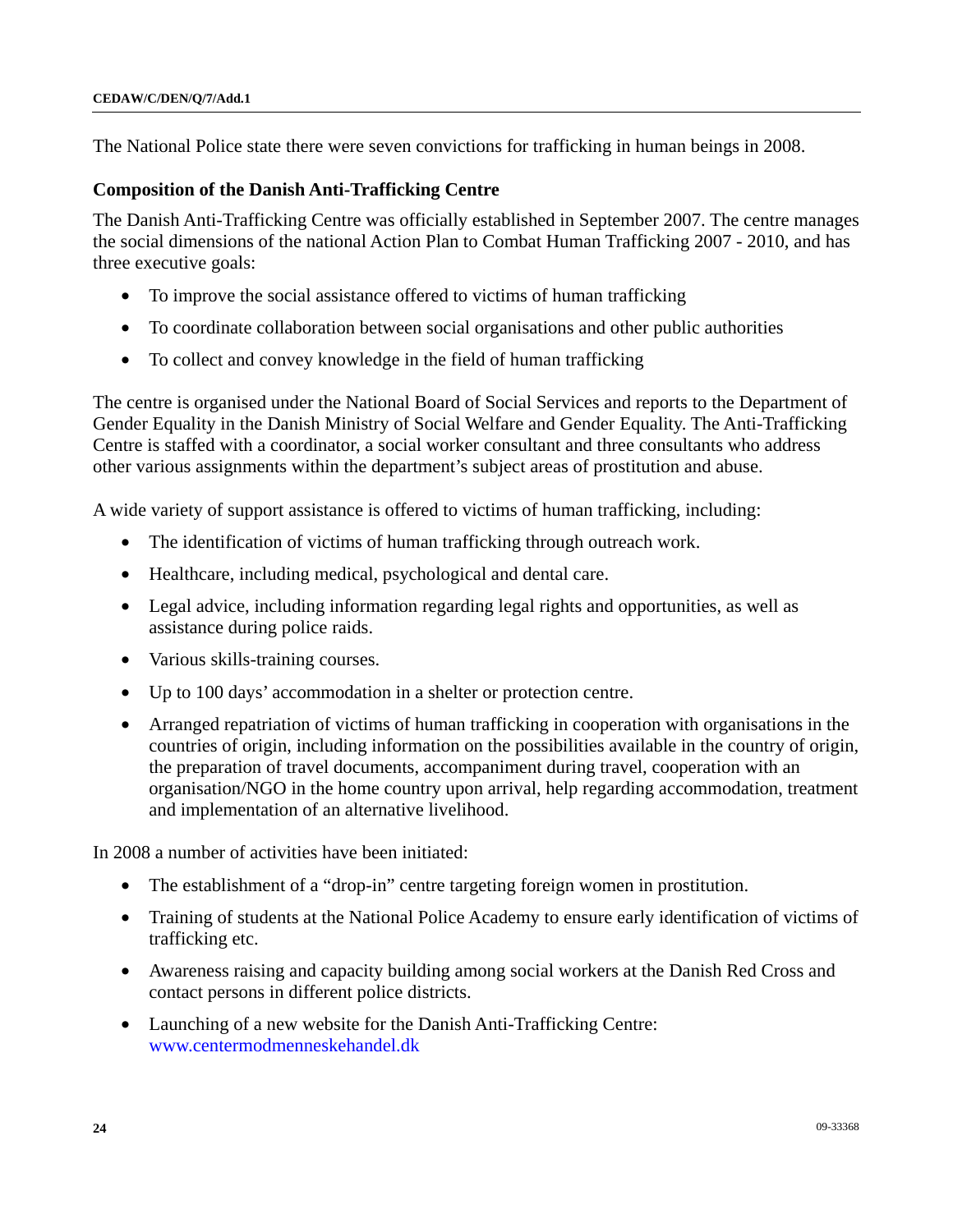The National Police state there were seven convictions for trafficking in human beings in 2008.

**Composition of the Danish Anti-Trafficking Centre**

The Danish Anti-Trafficking Centre was officially established in September 2007. The centre manages the social dimensions of the national Action Plan to Combat Human Trafficking 2007 - 2010, and has three executive goals:

- To improve the social assistance offered to victims of human trafficking
- To coordinate collaboration between social organisations and other public authorities
- To collect and convey knowledge in the field of human trafficking

The centre is organised under the National Board of Social Services and reports to the Department of Gender Equality in the Danish Ministry of Social Welfare and Gender Equality. The Anti-Trafficking Centre is staffed with a coordinator, a social worker consultant and three consultants who address other various assignments within the department's subject areas of prostitution and abuse.

A wide variety of support assistance is offered to victims of human trafficking, including:

- The identification of victims of human trafficking through outreach work.
- Healthcare, including medical, psychological and dental care.
- Legal advice, including information regarding legal rights and opportunities, as well as assistance during police raids.
- Various skills-training courses.
- Up to 100 days' accommodation in a shelter or protection centre.
- Arranged repatriation of victims of human trafficking in cooperation with organisations in the countries of origin, including information on the possibilities available in the country of origin, the preparation of travel documents, accompaniment during travel, cooperation with an organisation/NGO in the home country upon arrival, help regarding accommodation, treatment and implementation of an alternative livelihood.

In 2008 a number of activities have been initiated:

- The establishment of a "drop-in" centre targeting foreign women in prostitution.
- Training of students at the National Police Academy to ensure early identification of victims of trafficking etc.
- Awareness raising and capacity building among social workers at the Danish Red Cross and contact persons in different police districts.
- Launching of a new website for the Danish Anti-Trafficking Centre: www.centermodmenneskehandel.dk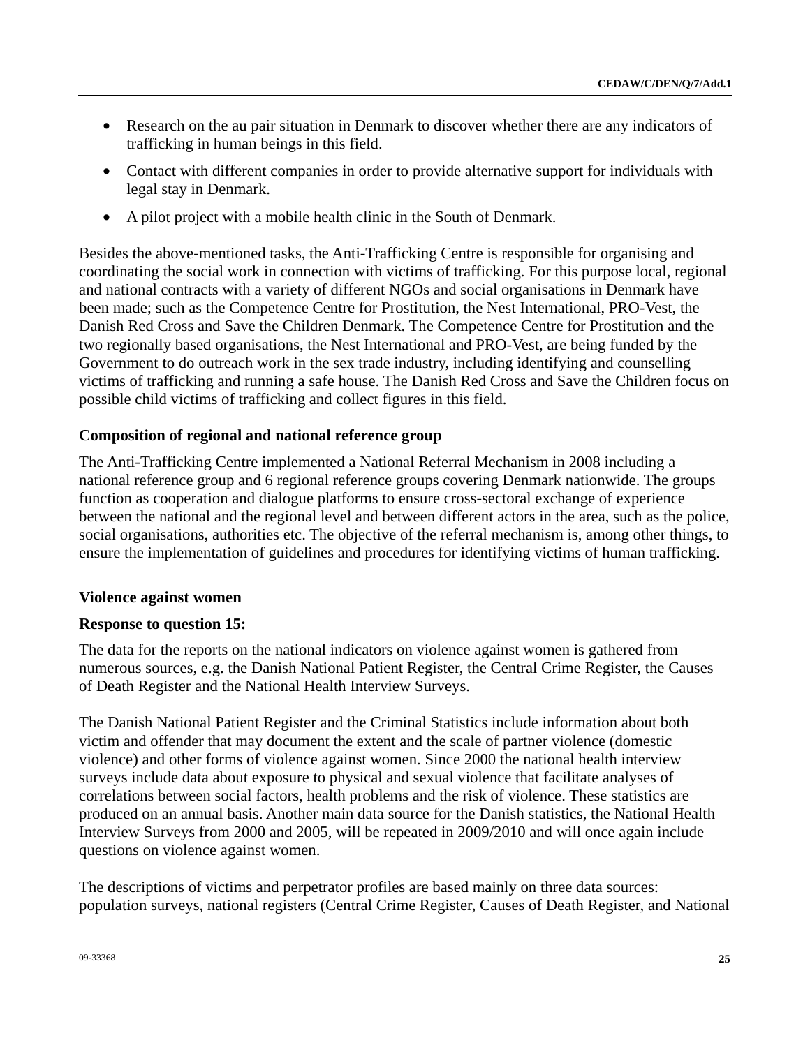- Research on the au pair situation in Denmark to discover whether there are any indicators of trafficking in human beings in this field.
- Contact with different companies in order to provide alternative support for individuals with legal stay in Denmark.
- A pilot project with a mobile health clinic in the South of Denmark.

Besides the above-mentioned tasks, the Anti-Trafficking Centre is responsible for organising and coordinating the social work in connection with victims of trafficking. For this purpose local, regional and national contracts with a variety of different NGOs and social organisations in Denmark have been made; such as the Competence Centre for Prostitution, the Nest International, PRO-Vest, the Danish Red Cross and Save the Children Denmark. The Competence Centre for Prostitution and the two regionally based organisations, the Nest International and PRO-Vest, are being funded by the Government to do outreach work in the sex trade industry, including identifying and counselling victims of trafficking and running a safe house. The Danish Red Cross and Save the Children focus on possible child victims of trafficking and collect figures in this field.

**Composition of regional and national reference group**

The Anti-Trafficking Centre implemented a National Referral Mechanism in 2008 including a national reference group and 6 regional reference groups covering Denmark nationwide. The groups function as cooperation and dialogue platforms to ensure cross-sectoral exchange of experience between the national and the regional level and between different actors in the area, such as the police, social organisations, authorities etc. The objective of the referral mechanism is, among other things, to ensure the implementation of guidelines and procedures for identifying victims of human trafficking.

**Violence against women**

**Response to question 15:**

The data for the reports on the national indicators on violence against women is gathered from numerous sources, e.g. the Danish National Patient Register, the Central Crime Register, the Causes of Death Register and the National Health Interview Surveys.

The Danish National Patient Register and the Criminal Statistics include information about both victim and offender that may document the extent and the scale of partner violence (domestic violence) and other forms of violence against women. Since 2000 the national health interview surveys include data about exposure to physical and sexual violence that facilitate analyses of correlations between social factors, health problems and the risk of violence. These statistics are produced on an annual basis. Another main data source for the Danish statistics, the National Health Interview Surveys from 2000 and 2005, will be repeated in 2009/2010 and will once again include questions on violence against women.

The descriptions of victims and perpetrator profiles are based mainly on three data sources: population surveys, national registers (Central Crime Register, Causes of Death Register, and National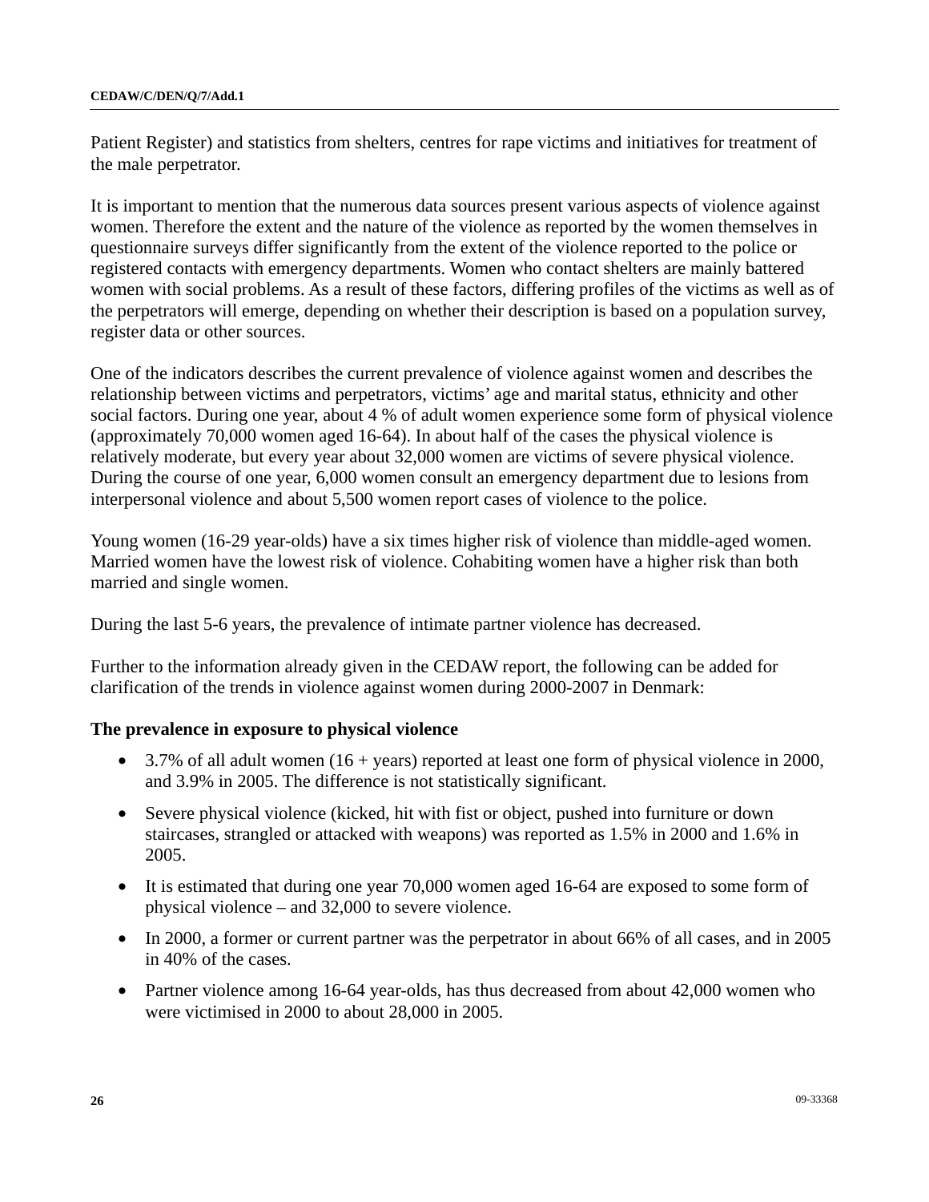Patient Register) and statistics from shelters, centres for rape victims and initiatives for treatment of the male perpetrator.

It is important to mention that the numerous data sources present various aspects of violence against women. Therefore the extent and the nature of the violence as reported by the women themselves in questionnaire surveys differ significantly from the extent of the violence reported to the police or registered contacts with emergency departments. Women who contact shelters are mainly battered women with social problems. As a result of these factors, differing profiles of the victims as well as of the perpetrators will emerge, depending on whether their description is based on a population survey, register data or other sources.

One of the indicators describes the current prevalence of violence against women and describes the relationship between victims and perpetrators, victims' age and marital status, ethnicity and other social factors. During one year, about 4 % of adult women experience some form of physical violence (approximately 70,000 women aged 16-64). In about half of the cases the physical violence is relatively moderate, but every year about 32,000 women are victims of severe physical violence. During the course of one year, 6,000 women consult an emergency department due to lesions from interpersonal violence and about 5,500 women report cases of violence to the police.

Young women (16-29 year-olds) have a six times higher risk of violence than middle-aged women. Married women have the lowest risk of violence. Cohabiting women have a higher risk than both married and single women.

During the last 5-6 years, the prevalence of intimate partner violence has decreased.

Further to the information already given in the CEDAW report, the following can be added for clarification of the trends in violence against women during 2000-2007 in Denmark:

**The prevalence in exposure to physical violence**

- 3.7% of all adult women (16 + years) reported at least one form of physical violence in 2000, and 3.9% in 2005. The difference is not statistically significant.
- Severe physical violence (kicked, hit with fist or object, pushed into furniture or down staircases, strangled or attacked with weapons) was reported as 1.5% in 2000 and 1.6% in 2005.
- It is estimated that during one year 70,000 women aged 16-64 are exposed to some form of physical violence – and 32,000 to severe violence.
- In 2000, a former or current partner was the perpetrator in about 66% of all cases, and in 2005 in 40% of the cases.
- Partner violence among 16-64 year-olds, has thus decreased from about 42,000 women who were victimised in 2000 to about 28,000 in 2005.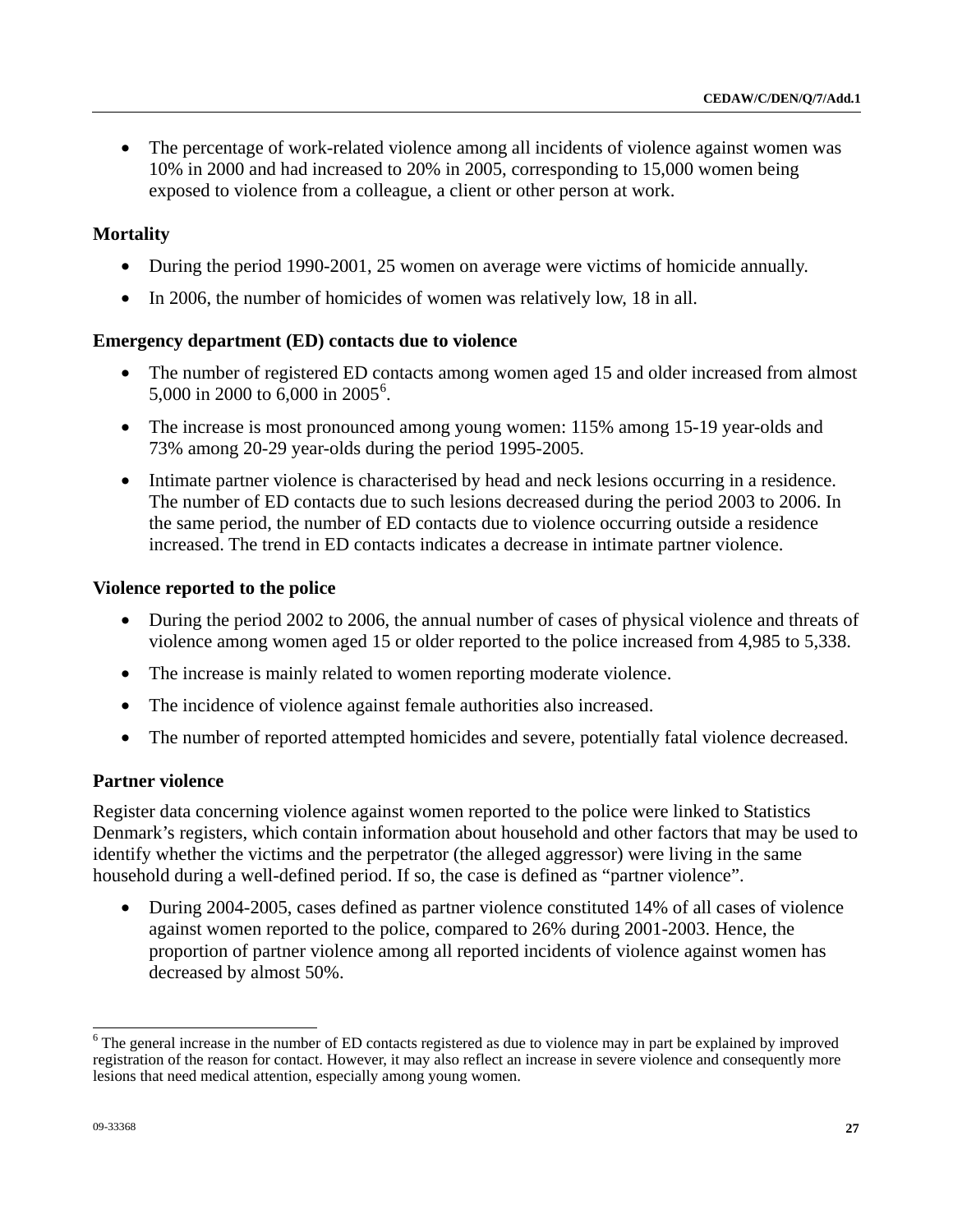- The percentage of work-related violence among all incidents of violence against women was 10% in 2000 and had increased to 20% in 2005, corresponding to 15,000 women being exposed to violence from a colleague, a client or other person at work.

**Mortality**

- During the period 1990-2001, 25 women on average were victims of homicide annually.
- In 2006, the number of homicides of women was relatively low, 18 in all.

**Emergency department (ED) contacts due to violence**

- The number of registered ED contacts among women aged 15 and older increased from almost 5,000 in 2000 to 6,000 in 2005[6].
- The increase is most pronounced among young women: 115% among 15-19 year-olds and 73% among 20-29 year-olds during the period 1995-2005.
- Intimate partner violence is characterised by head and neck lesions occurring in a residence. The number of ED contacts due to such lesions decreased during the period 2003 to 2006. In the same period, the number of ED contacts due to violence occurring outside a residence increased. The trend in ED contacts indicates a decrease in intimate partner violence.

**Violence reported to the police**

- During the period 2002 to 2006, the annual number of cases of physical violence and threats of violence among women aged 15 or older reported to the police increased from 4,985 to 5,338.
- The increase is mainly related to women reporting moderate violence.
- The incidence of violence against female authorities also increased.
- The number of reported attempted homicides and severe, potentially fatal violence decreased.

**Partner violence**

Register data concerning violence against women reported to the police were linked to Statistics Denmark's registers, which contain information about household and other factors that may be used to identify whether the victims and the perpetrator (the alleged aggressor) were living in the same household during a well-defined period. If so, the case is defined as "partner violence".

- During 2004-2005, cases defined as partner violence constituted 14% of all cases of violence against women reported to the police, compared to 26% during 2001-2003. Hence, the proportion of partner violence among all reported incidents of violence against women has decreased by almost 50%.

---

[6] The general increase in the number of ED contacts registered as due to violence may in part be explained by improved registration of the reason for contact. However, it may also reflect an increase in severe violence and consequently more lesions that need medical attention, especially among young women.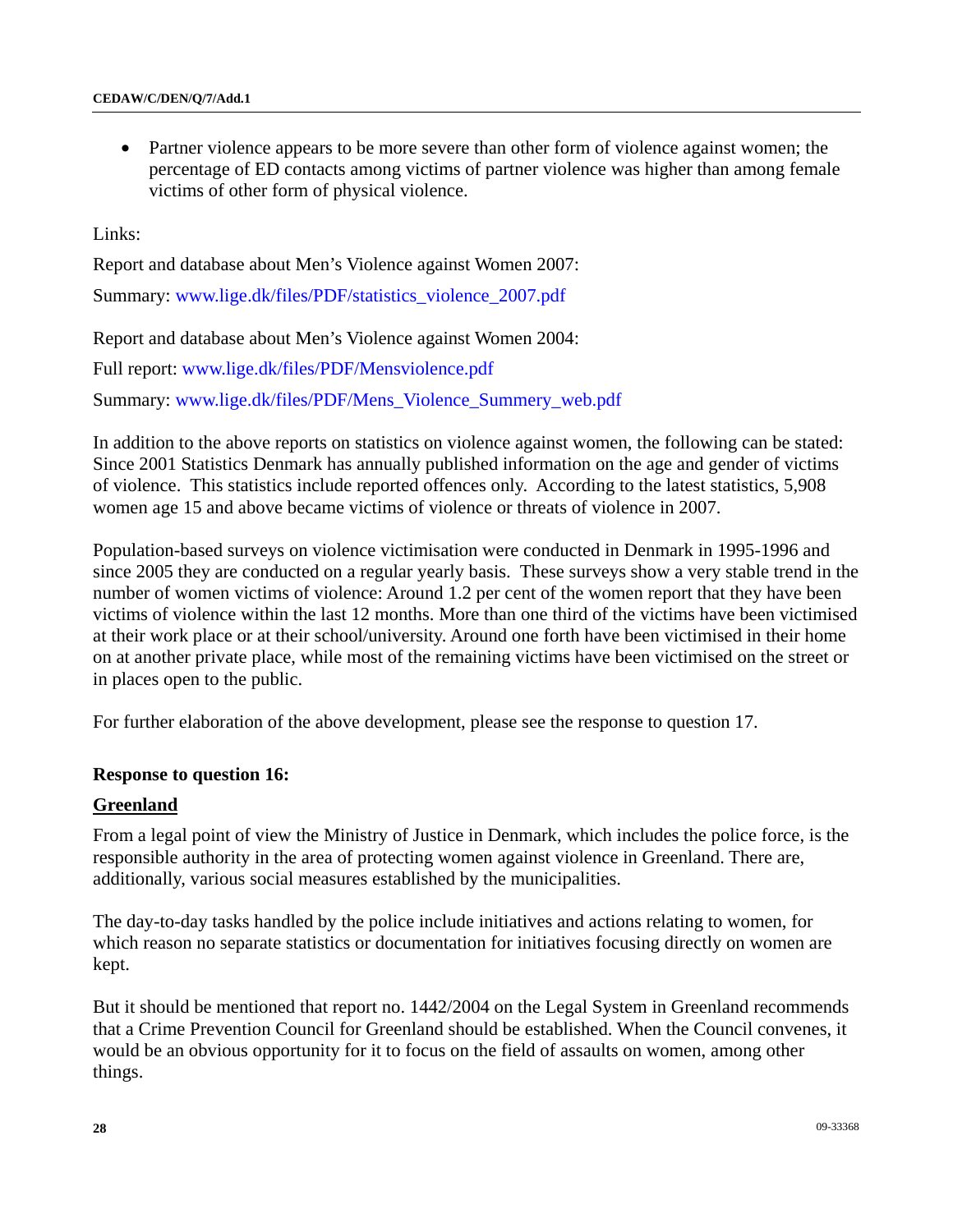- Partner violence appears to be more severe than other form of violence against women; the percentage of ED contacts among victims of partner violence was higher than among female victims of other form of physical violence.

Links:

Report and database about Men's Violence against Women 2007:

Summary: www.lige.dk/files/PDF/statistics_violence_2007.pdf

Report and database about Men's Violence against Women 2004:

Full report: www.lige.dk/files/PDF/Mensviolence.pdf

Summary: www.lige.dk/files/PDF/Mens_Violence_Summery_web.pdf

In addition to the above reports on statistics on violence against women, the following can be stated: Since 2001 Statistics Denmark has annually published information on the age and gender of victims of violence. This statistics include reported offences only. According to the latest statistics, 5,908 women age 15 and above became victims of violence or threats of violence in 2007.

Population-based surveys on violence victimisation were conducted in Denmark in 1995-1996 and since 2005 they are conducted on a regular yearly basis. These surveys show a very stable trend in the number of women victims of violence: Around 1.2 per cent of the women report that they have been victims of violence within the last 12 months. More than one third of the victims have been victimised at their work place or at their school/university. Around one forth have been victimised in their home on at another private place, while most of the remaining victims have been victimised on the street or in places open to the public.

For further elaboration of the above development, please see the response to question 17.

**Response to question 16:**

**Greenland**

From a legal point of view the Ministry of Justice in Denmark, which includes the police force, is the responsible authority in the area of protecting women against violence in Greenland. There are, additionally, various social measures established by the municipalities.

The day-to-day tasks handled by the police include initiatives and actions relating to women, for which reason no separate statistics or documentation for initiatives focusing directly on women are kept.

But it should be mentioned that report no. 1442/2004 on the Legal System in Greenland recommends that a Crime Prevention Council for Greenland should be established. When the Council convenes, it would be an obvious opportunity for it to focus on the field of assaults on women, among other things.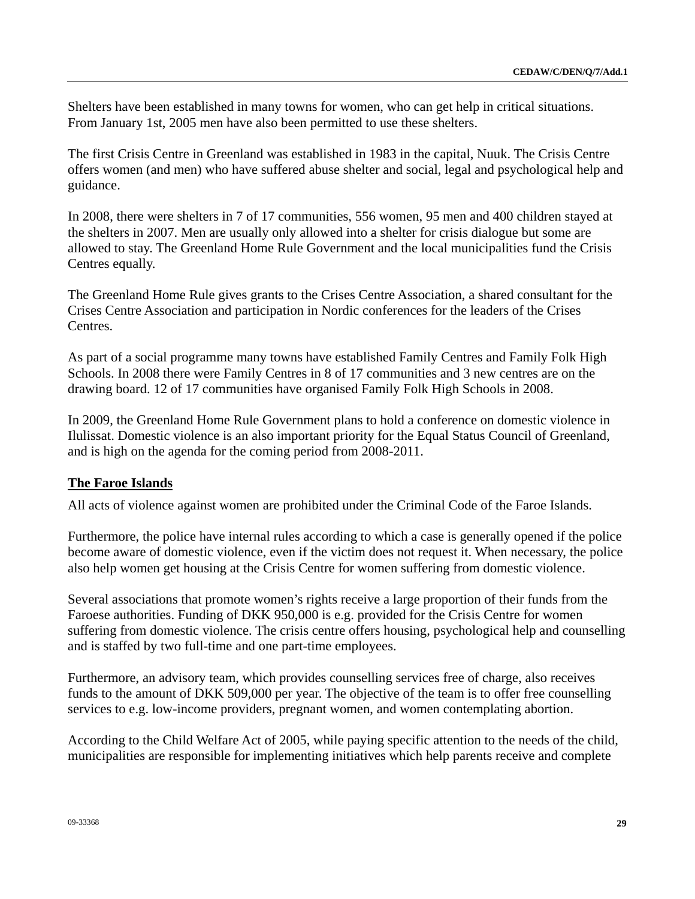Shelters have been established in many towns for women, who can get help in critical situations. From January 1st, 2005 men have also been permitted to use these shelters.

The first Crisis Centre in Greenland was established in 1983 in the capital, Nuuk. The Crisis Centre offers women (and men) who have suffered abuse shelter and social, legal and psychological help and guidance.

In 2008, there were shelters in 7 of 17 communities, 556 women, 95 men and 400 children stayed at the shelters in 2007. Men are usually only allowed into a shelter for crisis dialogue but some are allowed to stay. The Greenland Home Rule Government and the local municipalities fund the Crisis Centres equally.

The Greenland Home Rule gives grants to the Crises Centre Association, a shared consultant for the Crises Centre Association and participation in Nordic conferences for the leaders of the Crises Centres.

As part of a social programme many towns have established Family Centres and Family Folk High Schools. In 2008 there were Family Centres in 8 of 17 communities and 3 new centres are on the drawing board. 12 of 17 communities have organised Family Folk High Schools in 2008.

In 2009, the Greenland Home Rule Government plans to hold a conference on domestic violence in Ilulissat. Domestic violence is an also important priority for the Equal Status Council of Greenland, and is high on the agenda for the coming period from 2008-2011.

**The Faroe Islands**

All acts of violence against women are prohibited under the Criminal Code of the Faroe Islands.

Furthermore, the police have internal rules according to which a case is generally opened if the police become aware of domestic violence, even if the victim does not request it. When necessary, the police also help women get housing at the Crisis Centre for women suffering from domestic violence.

Several associations that promote women's rights receive a large proportion of their funds from the Faroese authorities. Funding of DKK 950,000 is e.g. provided for the Crisis Centre for women suffering from domestic violence. The crisis centre offers housing, psychological help and counselling and is staffed by two full-time and one part-time employees.

Furthermore, an advisory team, which provides counselling services free of charge, also receives funds to the amount of DKK 509,000 per year. The objective of the team is to offer free counselling services to e.g. low-income providers, pregnant women, and women contemplating abortion.

According to the Child Welfare Act of 2005, while paying specific attention to the needs of the child, municipalities are responsible for implementing initiatives which help parents receive and complete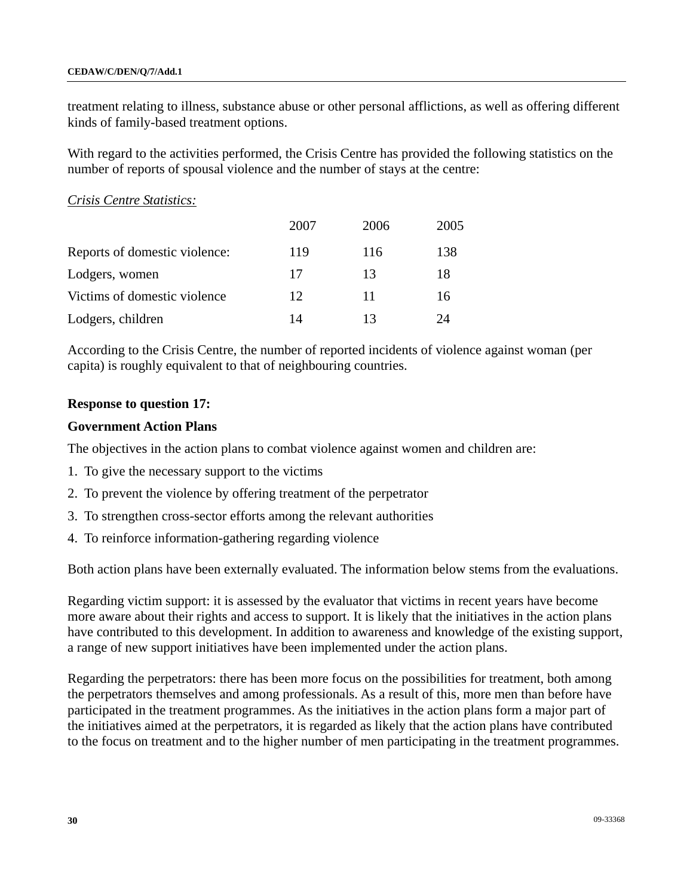treatment relating to illness, substance abuse or other personal afflictions, as well as offering different kinds of family-based treatment options.

With regard to the activities performed, the Crisis Centre has provided the following statistics on the number of reports of spousal violence and the number of stays at the centre:

*Crisis Centre Statistics:*

| | 2007 | 2006 | 2005 |
|---|---|---|---|
| Reports of domestic violence: | 119 | 116 | 138 |
| Lodgers, women | 17 | 13 | 18 |
| Victims of domestic violence | 12 | 11 | 16 |
| Lodgers, children | 14 | 13 | 24 |

According to the Crisis Centre, the number of reported incidents of violence against woman (per capita) is roughly equivalent to that of neighbouring countries.

**Response to question 17:**

**Government Action Plans**

The objectives in the action plans to combat violence against women and children are:

1. To give the necessary support to the victims
2. To prevent the violence by offering treatment of the perpetrator
3. To strengthen cross-sector efforts among the relevant authorities
4. To reinforce information-gathering regarding violence

Both action plans have been externally evaluated. The information below stems from the evaluations.

Regarding victim support: it is assessed by the evaluator that victims in recent years have become more aware about their rights and access to support. It is likely that the initiatives in the action plans have contributed to this development. In addition to awareness and knowledge of the existing support, a range of new support initiatives have been implemented under the action plans.

Regarding the perpetrators: there has been more focus on the possibilities for treatment, both among the perpetrators themselves and among professionals. As a result of this, more men than before have participated in the treatment programmes. As the initiatives in the action plans form a major part of the initiatives aimed at the perpetrators, it is regarded as likely that the action plans have contributed to the focus on treatment and to the higher number of men participating in the treatment programmes.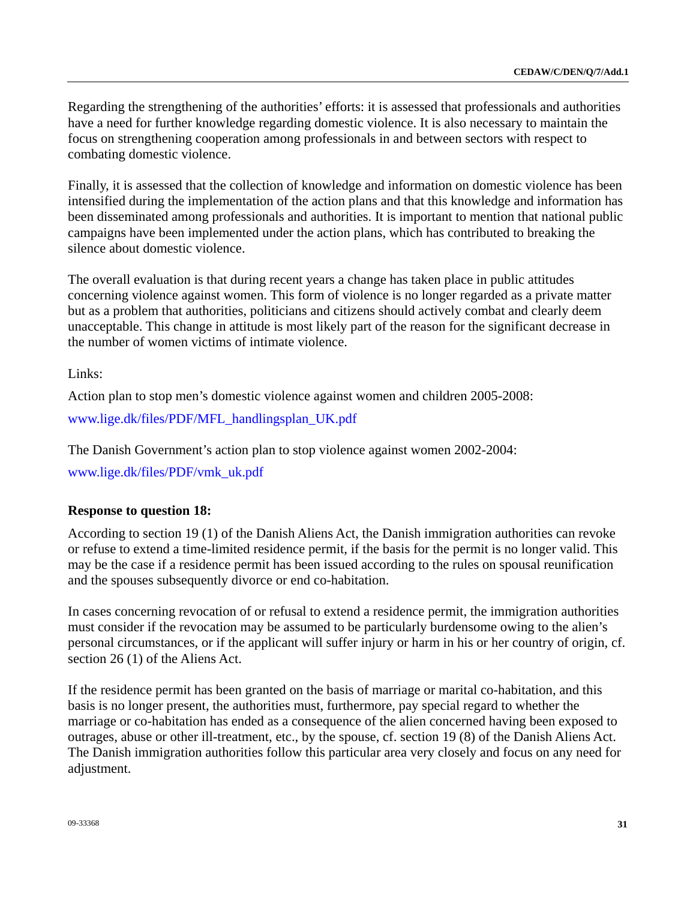Regarding the strengthening of the authorities' efforts: it is assessed that professionals and authorities have a need for further knowledge regarding domestic violence. It is also necessary to maintain the focus on strengthening cooperation among professionals in and between sectors with respect to combating domestic violence.

Finally, it is assessed that the collection of knowledge and information on domestic violence has been intensified during the implementation of the action plans and that this knowledge and information has been disseminated among professionals and authorities. It is important to mention that national public campaigns have been implemented under the action plans, which has contributed to breaking the silence about domestic violence.

The overall evaluation is that during recent years a change has taken place in public attitudes concerning violence against women. This form of violence is no longer regarded as a private matter but as a problem that authorities, politicians and citizens should actively combat and clearly deem unacceptable. This change in attitude is most likely part of the reason for the significant decrease in the number of women victims of intimate violence.

Links:

Action plan to stop men's domestic violence against women and children 2005-2008:

www.lige.dk/files/PDF/MFL_handlingsplan_UK.pdf

The Danish Government's action plan to stop violence against women 2002-2004:

www.lige.dk/files/PDF/vmk_uk.pdf

**Response to question 18:**

According to section 19 (1) of the Danish Aliens Act, the Danish immigration authorities can revoke or refuse to extend a time-limited residence permit, if the basis for the permit is no longer valid. This may be the case if a residence permit has been issued according to the rules on spousal reunification and the spouses subsequently divorce or end co-habitation.

In cases concerning revocation of or refusal to extend a residence permit, the immigration authorities must consider if the revocation may be assumed to be particularly burdensome owing to the alien's personal circumstances, or if the applicant will suffer injury or harm in his or her country of origin, cf. section 26 (1) of the Aliens Act.

If the residence permit has been granted on the basis of marriage or marital co-habitation, and this basis is no longer present, the authorities must, furthermore, pay special regard to whether the marriage or co-habitation has ended as a consequence of the alien concerned having been exposed to outrages, abuse or other ill-treatment, etc., by the spouse, cf. section 19 (8) of the Danish Aliens Act. The Danish immigration authorities follow this particular area very closely and focus on any need for adjustment.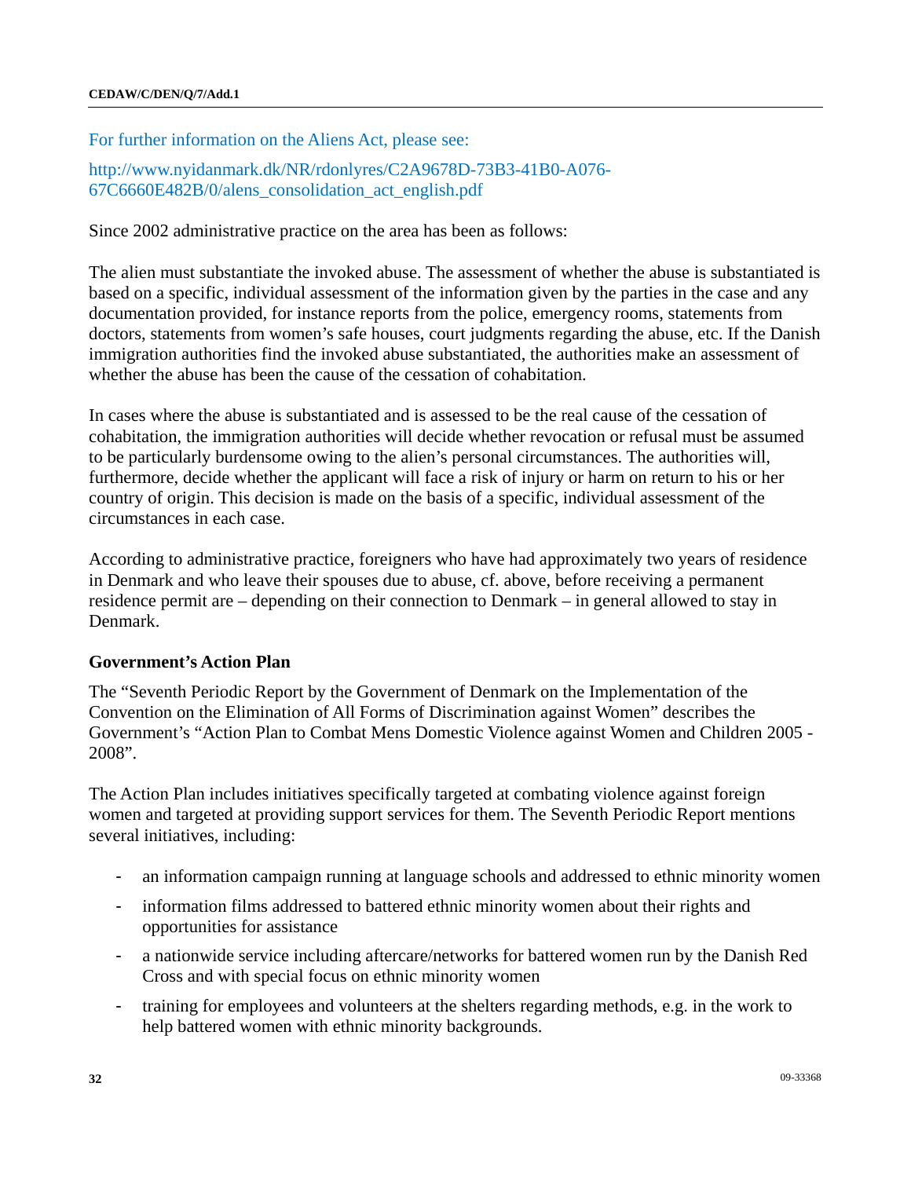For further information on the Aliens Act, please see:

http://www.nyidanmark.dk/NR/rdonlyres/C2A9678D-73B3-41B0-A076-67C6660E482B/0/alens_consolidation_act_english.pdf

Since 2002 administrative practice on the area has been as follows:

The alien must substantiate the invoked abuse. The assessment of whether the abuse is substantiated is based on a specific, individual assessment of the information given by the parties in the case and any documentation provided, for instance reports from the police, emergency rooms, statements from doctors, statements from women's safe houses, court judgments regarding the abuse, etc. If the Danish immigration authorities find the invoked abuse substantiated, the authorities make an assessment of whether the abuse has been the cause of the cessation of cohabitation.

In cases where the abuse is substantiated and is assessed to be the real cause of the cessation of cohabitation, the immigration authorities will decide whether revocation or refusal must be assumed to be particularly burdensome owing to the alien's personal circumstances. The authorities will, furthermore, decide whether the applicant will face a risk of injury or harm on return to his or her country of origin. This decision is made on the basis of a specific, individual assessment of the circumstances in each case.

According to administrative practice, foreigners who have had approximately two years of residence in Denmark and who leave their spouses due to abuse, cf. above, before receiving a permanent residence permit are – depending on their connection to Denmark – in general allowed to stay in Denmark.

**Government's Action Plan**

The "Seventh Periodic Report by the Government of Denmark on the Implementation of the Convention on the Elimination of All Forms of Discrimination against Women" describes the Government's "Action Plan to Combat Mens Domestic Violence against Women and Children 2005 - 2008".

The Action Plan includes initiatives specifically targeted at combating violence against foreign women and targeted at providing support services for them. The Seventh Periodic Report mentions several initiatives, including:

- an information campaign running at language schools and addressed to ethnic minority women
- information films addressed to battered ethnic minority women about their rights and opportunities for assistance
- a nationwide service including aftercare/networks for battered women run by the Danish Red Cross and with special focus on ethnic minority women
- training for employees and volunteers at the shelters regarding methods, e.g. in the work to help battered women with ethnic minority backgrounds.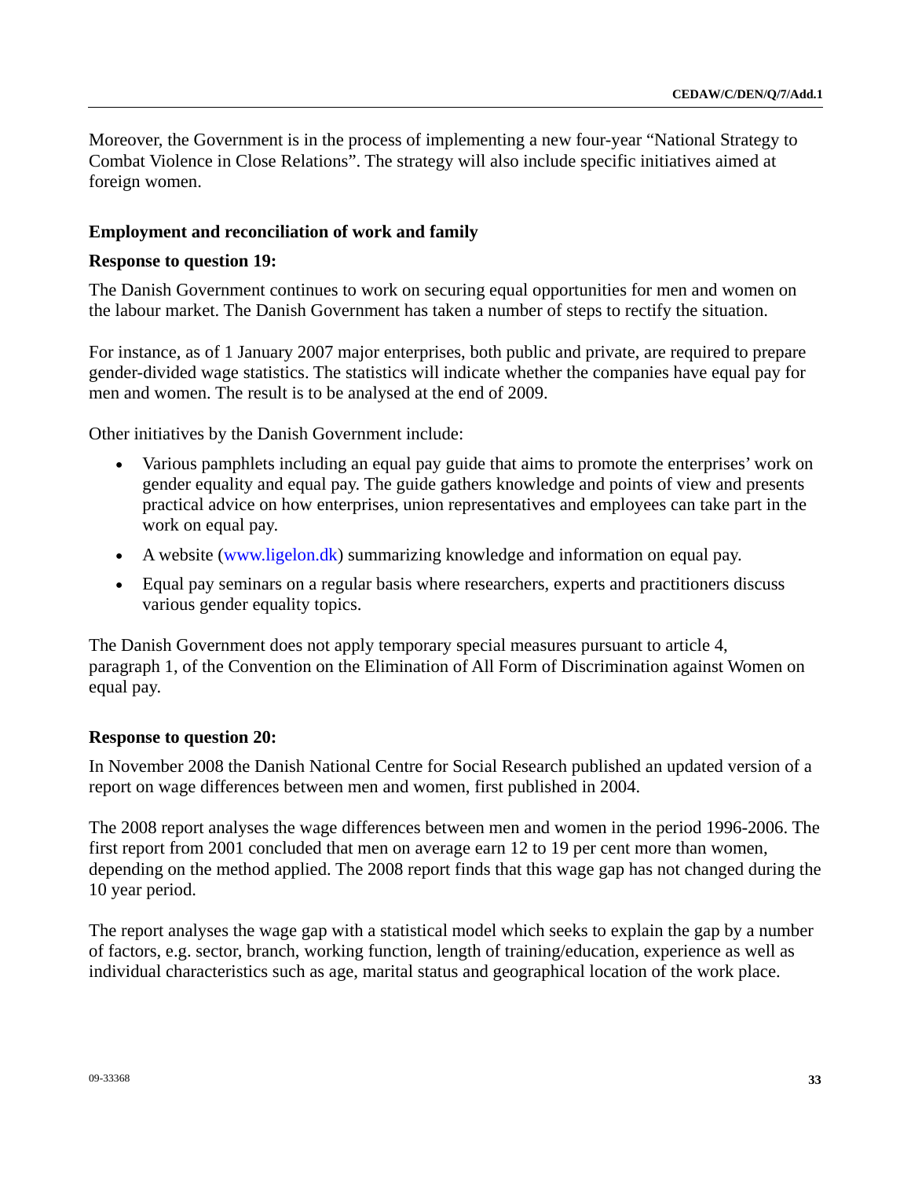Moreover, the Government is in the process of implementing a new four-year “National Strategy to Combat Violence in Close Relations”. The strategy will also include specific initiatives aimed at foreign women.

### Employment and reconciliation of work and family

**Response to question 19:**

The Danish Government continues to work on securing equal opportunities for men and women on the labour market. The Danish Government has taken a number of steps to rectify the situation.

For instance, as of 1 January 2007 major enterprises, both public and private, are required to prepare gender-divided wage statistics. The statistics will indicate whether the companies have equal pay for men and women. The result is to be analysed at the end of 2009.

Other initiatives by the Danish Government include:

- Various pamphlets including an equal pay guide that aims to promote the enterprises’ work on gender equality and equal pay. The guide gathers knowledge and points of view and presents practical advice on how enterprises, union representatives and employees can take part in the work on equal pay.
- A website (www.ligelon.dk) summarizing knowledge and information on equal pay.
- Equal pay seminars on a regular basis where researchers, experts and practitioners discuss various gender equality topics.

The Danish Government does not apply temporary special measures pursuant to article 4, paragraph 1, of the Convention on the Elimination of All Form of Discrimination against Women on equal pay.

**Response to question 20:**

In November 2008 the Danish National Centre for Social Research published an updated version of a report on wage differences between men and women, first published in 2004.

The 2008 report analyses the wage differences between men and women in the period 1996-2006. The first report from 2001 concluded that men on average earn 12 to 19 per cent more than women, depending on the method applied. The 2008 report finds that this wage gap has not changed during the 10 year period.

The report analyses the wage gap with a statistical model which seeks to explain the gap by a number of factors, e.g. sector, branch, working function, length of training/education, experience as well as individual characteristics such as age, marital status and geographical location of the work place.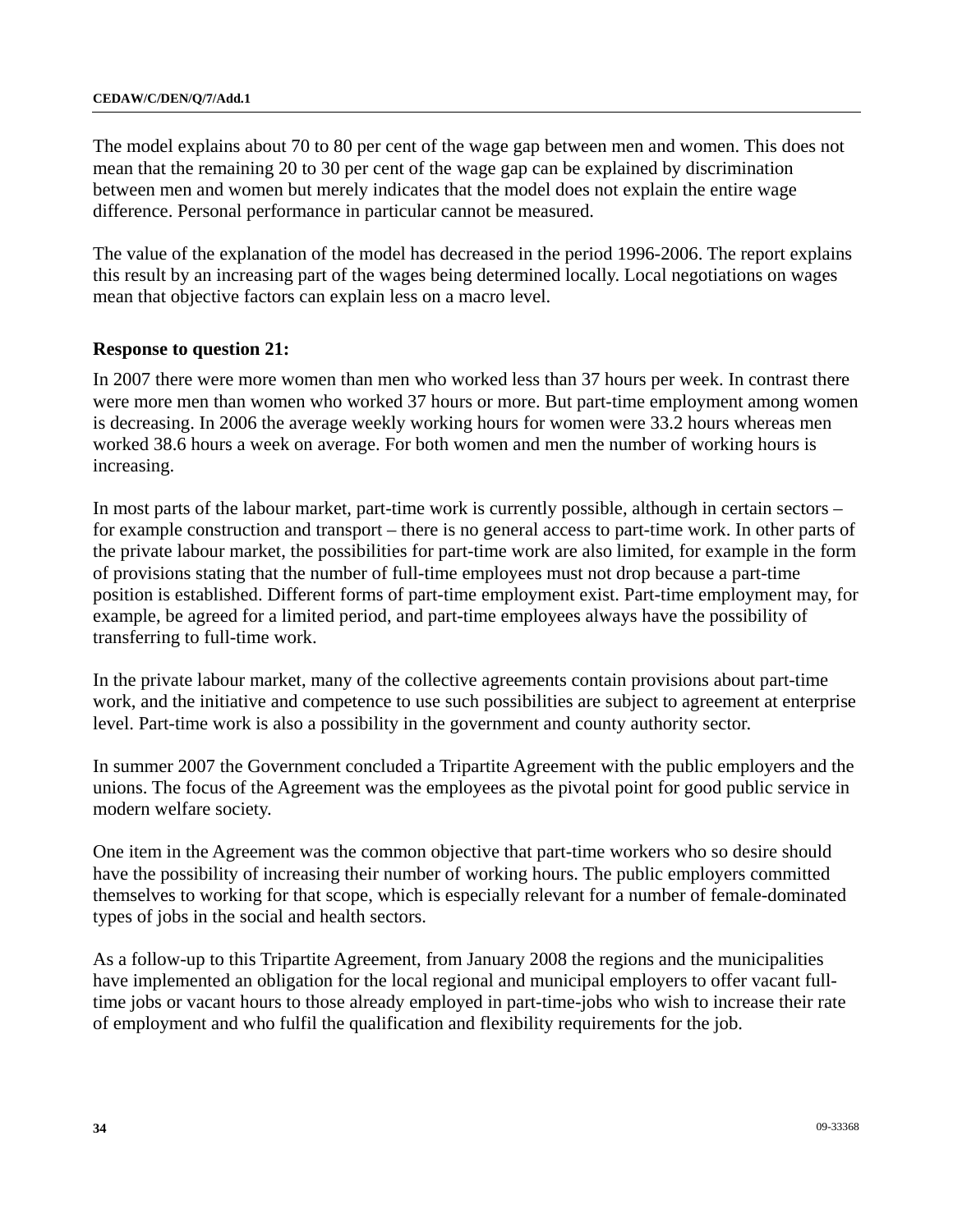The model explains about 70 to 80 per cent of the wage gap between men and women. This does not mean that the remaining 20 to 30 per cent of the wage gap can be explained by discrimination between men and women but merely indicates that the model does not explain the entire wage difference. Personal performance in particular cannot be measured.

The value of the explanation of the model has decreased in the period 1996-2006. The report explains this result by an increasing part of the wages being determined locally. Local negotiations on wages mean that objective factors can explain less on a macro level.

**Response to question 21:**

In 2007 there were more women than men who worked less than 37 hours per week. In contrast there were more men than women who worked 37 hours or more. But part-time employment among women is decreasing. In 2006 the average weekly working hours for women were 33.2 hours whereas men worked 38.6 hours a week on average. For both women and men the number of working hours is increasing.

In most parts of the labour market, part-time work is currently possible, although in certain sectors – for example construction and transport – there is no general access to part-time work. In other parts of the private labour market, the possibilities for part-time work are also limited, for example in the form of provisions stating that the number of full-time employees must not drop because a part-time position is established. Different forms of part-time employment exist. Part-time employment may, for example, be agreed for a limited period, and part-time employees always have the possibility of transferring to full-time work.

In the private labour market, many of the collective agreements contain provisions about part-time work, and the initiative and competence to use such possibilities are subject to agreement at enterprise level. Part-time work is also a possibility in the government and county authority sector.

In summer 2007 the Government concluded a Tripartite Agreement with the public employers and the unions. The focus of the Agreement was the employees as the pivotal point for good public service in modern welfare society.

One item in the Agreement was the common objective that part-time workers who so desire should have the possibility of increasing their number of working hours. The public employers committed themselves to working for that scope, which is especially relevant for a number of female-dominated types of jobs in the social and health sectors.

As a follow-up to this Tripartite Agreement, from January 2008 the regions and the municipalities have implemented an obligation for the local regional and municipal employers to offer vacant full-time jobs or vacant hours to those already employed in part-time-jobs who wish to increase their rate of employment and who fulfil the qualification and flexibility requirements for the job.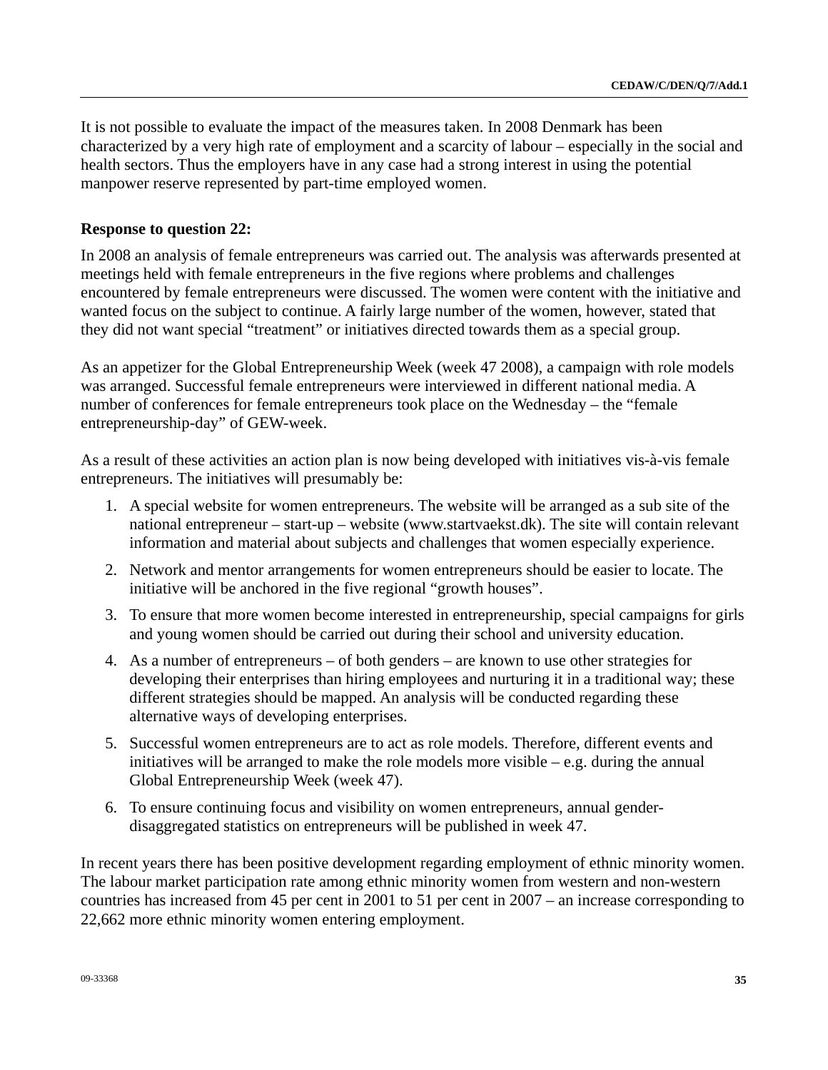It is not possible to evaluate the impact of the measures taken. In 2008 Denmark has been characterized by a very high rate of employment and a scarcity of labour – especially in the social and health sectors. Thus the employers have in any case had a strong interest in using the potential manpower reserve represented by part-time employed women.

**Response to question 22:**

In 2008 an analysis of female entrepreneurs was carried out. The analysis was afterwards presented at meetings held with female entrepreneurs in the five regions where problems and challenges encountered by female entrepreneurs were discussed. The women were content with the initiative and wanted focus on the subject to continue. A fairly large number of the women, however, stated that they did not want special "treatment" or initiatives directed towards them as a special group.

As an appetizer for the Global Entrepreneurship Week (week 47 2008), a campaign with role models was arranged. Successful female entrepreneurs were interviewed in different national media. A number of conferences for female entrepreneurs took place on the Wednesday – the "female entrepreneurship-day" of GEW-week.

As a result of these activities an action plan is now being developed with initiatives vis-à-vis female entrepreneurs. The initiatives will presumably be:

1. A special website for women entrepreneurs. The website will be arranged as a sub site of the national entrepreneur – start-up – website (www.startvaekst.dk). The site will contain relevant information and material about subjects and challenges that women especially experience.
2. Network and mentor arrangements for women entrepreneurs should be easier to locate. The initiative will be anchored in the five regional "growth houses".
3. To ensure that more women become interested in entrepreneurship, special campaigns for girls and young women should be carried out during their school and university education.
4. As a number of entrepreneurs – of both genders – are known to use other strategies for developing their enterprises than hiring employees and nurturing it in a traditional way; these different strategies should be mapped. An analysis will be conducted regarding these alternative ways of developing enterprises.
5. Successful women entrepreneurs are to act as role models. Therefore, different events and initiatives will be arranged to make the role models more visible – e.g. during the annual Global Entrepreneurship Week (week 47).
6. To ensure continuing focus and visibility on women entrepreneurs, annual gender-disaggregated statistics on entrepreneurs will be published in week 47.

In recent years there has been positive development regarding employment of ethnic minority women. The labour market participation rate among ethnic minority women from western and non-western countries has increased from 45 per cent in 2001 to 51 per cent in 2007 – an increase corresponding to 22,662 more ethnic minority women entering employment.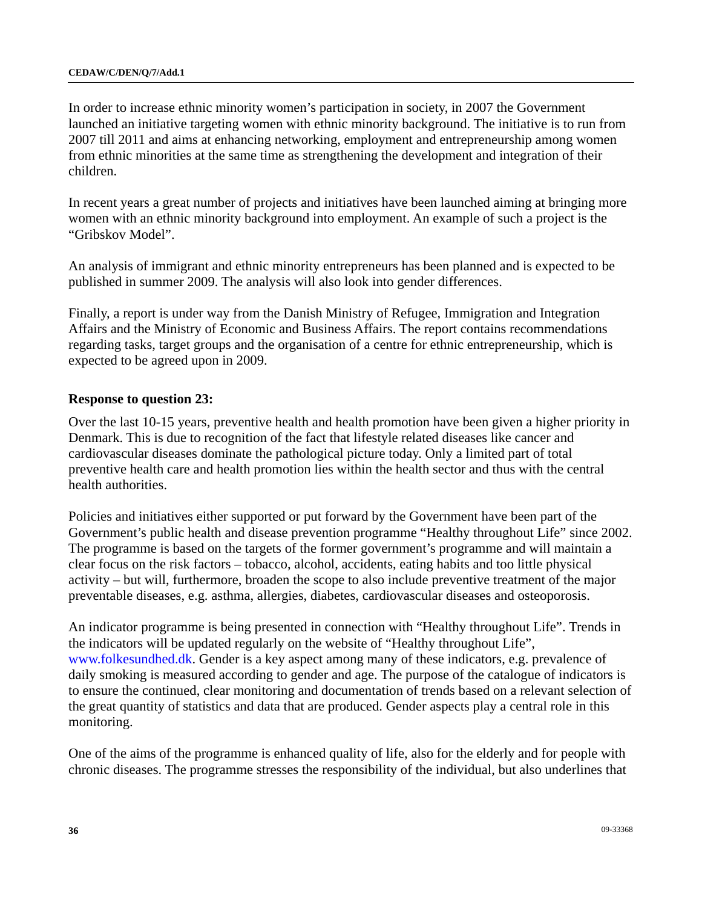In order to increase ethnic minority women's participation in society, in 2007 the Government launched an initiative targeting women with ethnic minority background. The initiative is to run from 2007 till 2011 and aims at enhancing networking, employment and entrepreneurship among women from ethnic minorities at the same time as strengthening the development and integration of their children.

In recent years a great number of projects and initiatives have been launched aiming at bringing more women with an ethnic minority background into employment. An example of such a project is the "Gribskov Model".

An analysis of immigrant and ethnic minority entrepreneurs has been planned and is expected to be published in summer 2009. The analysis will also look into gender differences.

Finally, a report is under way from the Danish Ministry of Refugee, Immigration and Integration Affairs and the Ministry of Economic and Business Affairs. The report contains recommendations regarding tasks, target groups and the organisation of a centre for ethnic entrepreneurship, which is expected to be agreed upon in 2009.

**Response to question 23:**

Over the last 10-15 years, preventive health and health promotion have been given a higher priority in Denmark. This is due to recognition of the fact that lifestyle related diseases like cancer and cardiovascular diseases dominate the pathological picture today. Only a limited part of total preventive health care and health promotion lies within the health sector and thus with the central health authorities.

Policies and initiatives either supported or put forward by the Government have been part of the Government's public health and disease prevention programme "Healthy throughout Life" since 2002. The programme is based on the targets of the former government's programme and will maintain a clear focus on the risk factors – tobacco, alcohol, accidents, eating habits and too little physical activity – but will, furthermore, broaden the scope to also include preventive treatment of the major preventable diseases, e.g. asthma, allergies, diabetes, cardiovascular diseases and osteoporosis.

An indicator programme is being presented in connection with "Healthy throughout Life". Trends in the indicators will be updated regularly on the website of "Healthy throughout Life", www.folkesundhed.dk. Gender is a key aspect among many of these indicators, e.g. prevalence of daily smoking is measured according to gender and age. The purpose of the catalogue of indicators is to ensure the continued, clear monitoring and documentation of trends based on a relevant selection of the great quantity of statistics and data that are produced. Gender aspects play a central role in this monitoring.

One of the aims of the programme is enhanced quality of life, also for the elderly and for people with chronic diseases. The programme stresses the responsibility of the individual, but also underlines that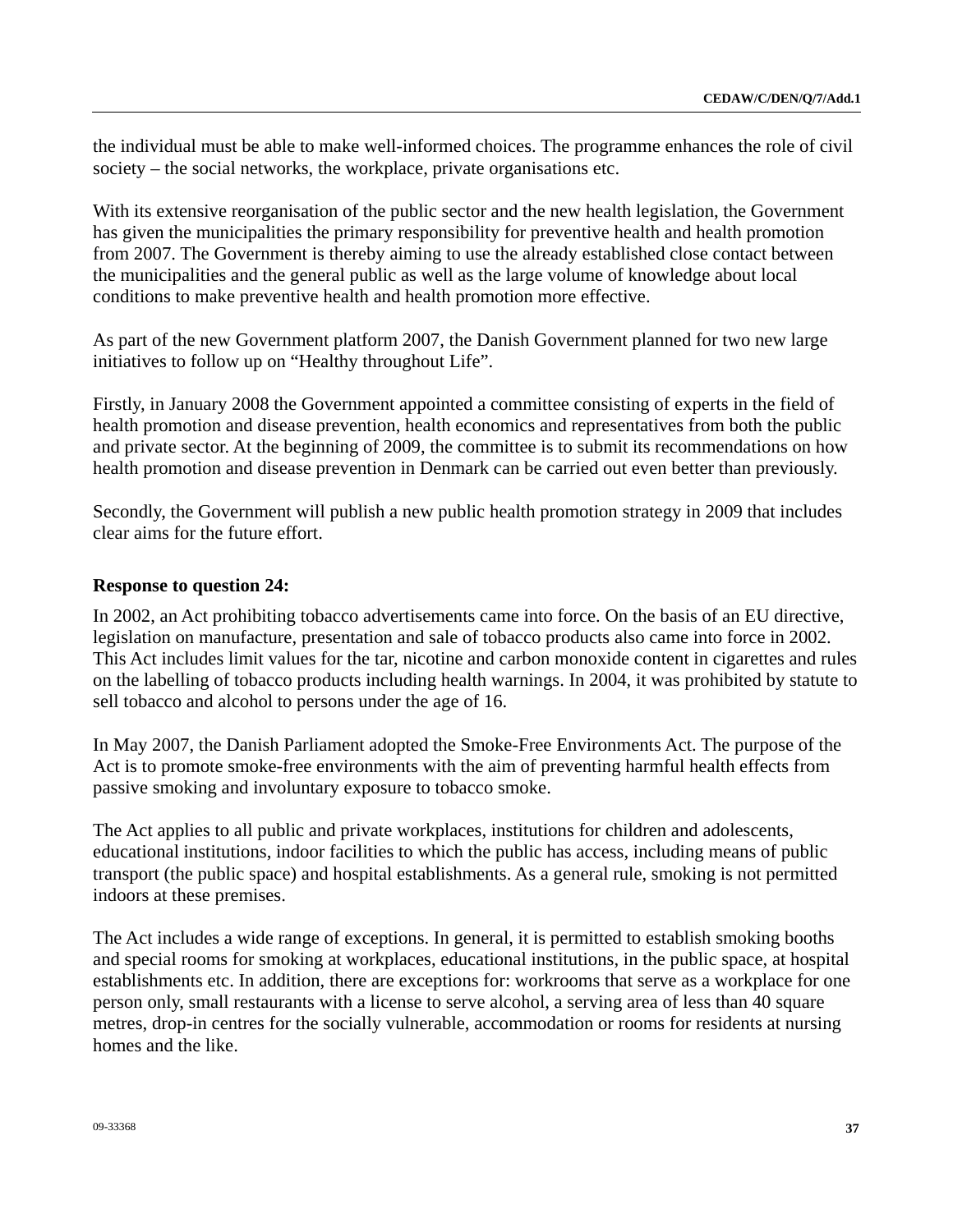the individual must be able to make well-informed choices. The programme enhances the role of civil society – the social networks, the workplace, private organisations etc.

With its extensive reorganisation of the public sector and the new health legislation, the Government has given the municipalities the primary responsibility for preventive health and health promotion from 2007. The Government is thereby aiming to use the already established close contact between the municipalities and the general public as well as the large volume of knowledge about local conditions to make preventive health and health promotion more effective.

As part of the new Government platform 2007, the Danish Government planned for two new large initiatives to follow up on "Healthy throughout Life".

Firstly, in January 2008 the Government appointed a committee consisting of experts in the field of health promotion and disease prevention, health economics and representatives from both the public and private sector. At the beginning of 2009, the committee is to submit its recommendations on how health promotion and disease prevention in Denmark can be carried out even better than previously.

Secondly, the Government will publish a new public health promotion strategy in 2009 that includes clear aims for the future effort.

**Response to question 24:**

In 2002, an Act prohibiting tobacco advertisements came into force. On the basis of an EU directive, legislation on manufacture, presentation and sale of tobacco products also came into force in 2002. This Act includes limit values for the tar, nicotine and carbon monoxide content in cigarettes and rules on the labelling of tobacco products including health warnings. In 2004, it was prohibited by statute to sell tobacco and alcohol to persons under the age of 16.

In May 2007, the Danish Parliament adopted the Smoke-Free Environments Act. The purpose of the Act is to promote smoke-free environments with the aim of preventing harmful health effects from passive smoking and involuntary exposure to tobacco smoke.

The Act applies to all public and private workplaces, institutions for children and adolescents, educational institutions, indoor facilities to which the public has access, including means of public transport (the public space) and hospital establishments. As a general rule, smoking is not permitted indoors at these premises.

The Act includes a wide range of exceptions. In general, it is permitted to establish smoking booths and special rooms for smoking at workplaces, educational institutions, in the public space, at hospital establishments etc. In addition, there are exceptions for: workrooms that serve as a workplace for one person only, small restaurants with a license to serve alcohol, a serving area of less than 40 square metres, drop-in centres for the socially vulnerable, accommodation or rooms for residents at nursing homes and the like.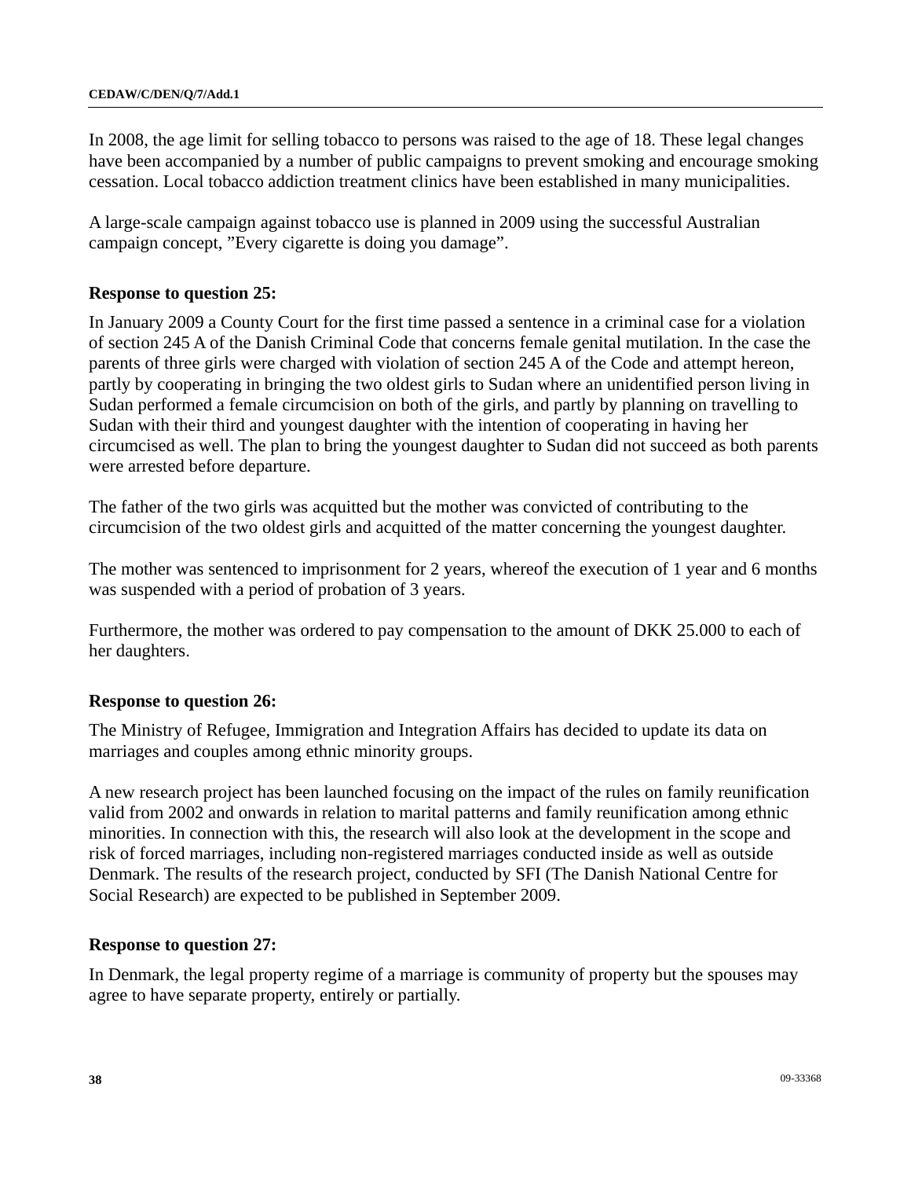In 2008, the age limit for selling tobacco to persons was raised to the age of 18. These legal changes have been accompanied by a number of public campaigns to prevent smoking and encourage smoking cessation. Local tobacco addiction treatment clinics have been established in many municipalities.

A large-scale campaign against tobacco use is planned in 2009 using the successful Australian campaign concept, ”Every cigarette is doing you damage”.

**Response to question 25:**

In January 2009 a County Court for the first time passed a sentence in a criminal case for a violation of section 245 A of the Danish Criminal Code that concerns female genital mutilation. In the case the parents of three girls were charged with violation of section 245 A of the Code and attempt hereon, partly by cooperating in bringing the two oldest girls to Sudan where an unidentified person living in Sudan performed a female circumcision on both of the girls, and partly by planning on travelling to Sudan with their third and youngest daughter with the intention of cooperating in having her circumcised as well. The plan to bring the youngest daughter to Sudan did not succeed as both parents were arrested before departure.

The father of the two girls was acquitted but the mother was convicted of contributing to the circumcision of the two oldest girls and acquitted of the matter concerning the youngest daughter.

The mother was sentenced to imprisonment for 2 years, whereof the execution of 1 year and 6 months was suspended with a period of probation of 3 years.

Furthermore, the mother was ordered to pay compensation to the amount of DKK 25.000 to each of her daughters.

**Response to question 26:**

The Ministry of Refugee, Immigration and Integration Affairs has decided to update its data on marriages and couples among ethnic minority groups.

A new research project has been launched focusing on the impact of the rules on family reunification valid from 2002 and onwards in relation to marital patterns and family reunification among ethnic minorities. In connection with this, the research will also look at the development in the scope and risk of forced marriages, including non-registered marriages conducted inside as well as outside Denmark. The results of the research project, conducted by SFI (The Danish National Centre for Social Research) are expected to be published in September 2009.

**Response to question 27:**

In Denmark, the legal property regime of a marriage is community of property but the spouses may agree to have separate property, entirely or partially.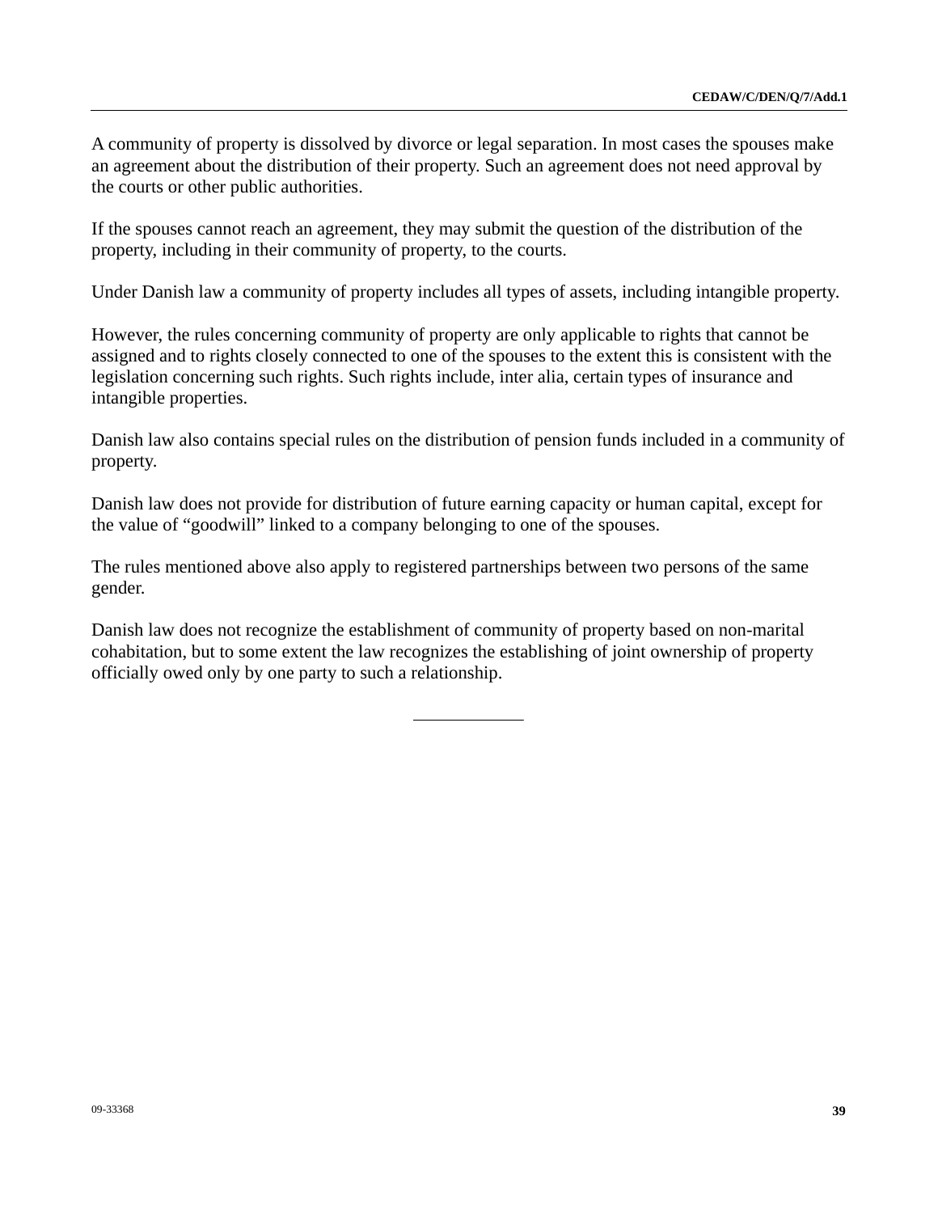A community of property is dissolved by divorce or legal separation. In most cases the spouses make an agreement about the distribution of their property. Such an agreement does not need approval by the courts or other public authorities.

If the spouses cannot reach an agreement, they may submit the question of the distribution of the property, including in their community of property, to the courts.

Under Danish law a community of property includes all types of assets, including intangible property.

However, the rules concerning community of property are only applicable to rights that cannot be assigned and to rights closely connected to one of the spouses to the extent this is consistent with the legislation concerning such rights. Such rights include, inter alia, certain types of insurance and intangible properties.

Danish law also contains special rules on the distribution of pension funds included in a community of property.

Danish law does not provide for distribution of future earning capacity or human capital, except for the value of "goodwill" linked to a company belonging to one of the spouses.

The rules mentioned above also apply to registered partnerships between two persons of the same gender.

Danish law does not recognize the establishment of community of property based on non-marital cohabitation, but to some extent the law recognizes the establishing of joint ownership of property officially owed only by one party to such a relationship.